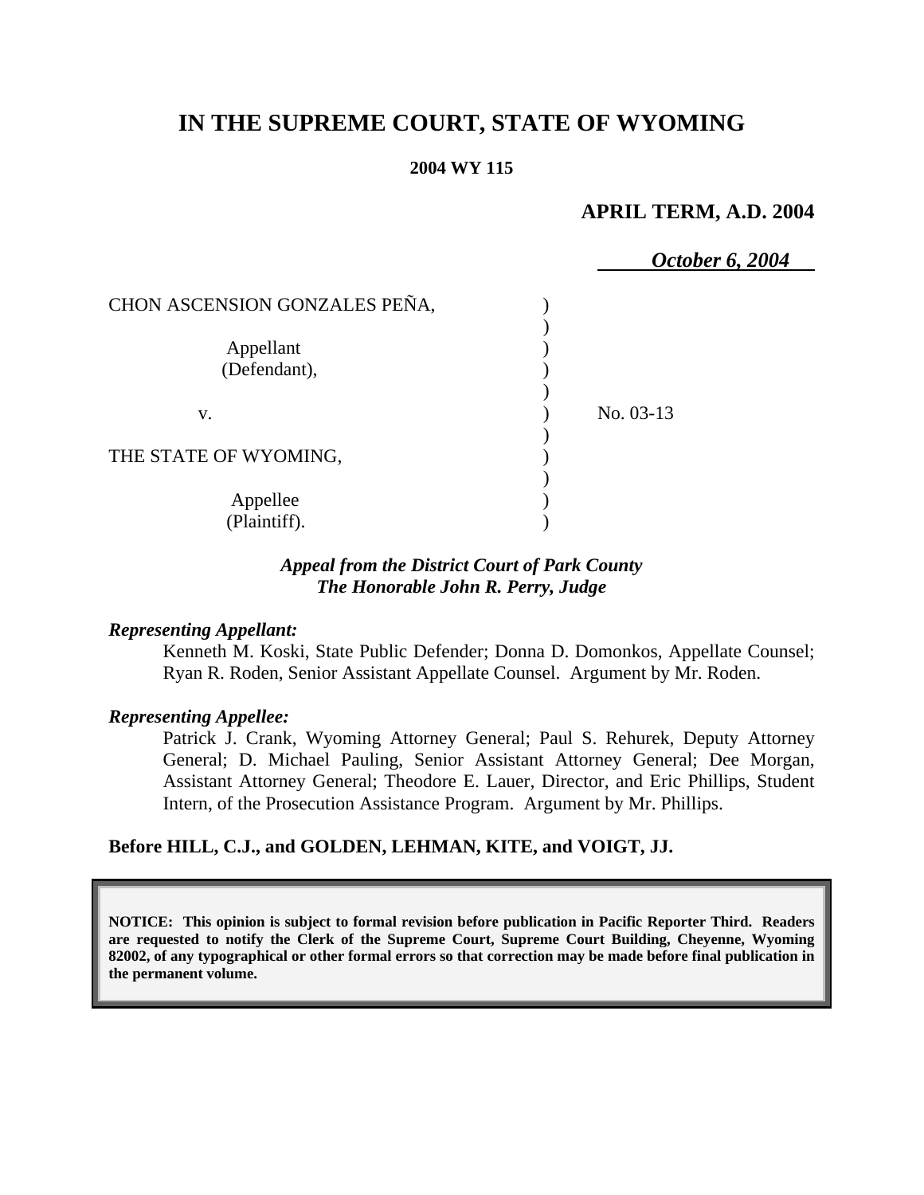# IN THE SUPREME COURT, STATE OF WYOMING

**2004 WY 115**

**APRIL TERM, A.D. 2004**

***October 6, 2004***

| | | |
|---|---|---|
| CHON ASCENSION GONZALES PEÑA, | ) | |
| | ) | |
| Appellant | ) | |
| (Defendant), | ) | |
| | ) | |
| v. | ) | No. 03-13 |
| | ) | |
| THE STATE OF WYOMING, | ) | |
| | ) | |
| Appellee | ) | |
| (Plaintiff). | ) | |

***Appeal from the District Court of Park County***
***The Honorable John R. Perry, Judge***

***Representing Appellant:***

Kenneth M. Koski, State Public Defender; Donna D. Domonkos, Appellate Counsel; Ryan R. Roden, Senior Assistant Appellate Counsel. Argument by Mr. Roden.

***Representing Appellee:***

Patrick J. Crank, Wyoming Attorney General; Paul S. Rehurek, Deputy Attorney General; D. Michael Pauling, Senior Assistant Attorney General; Dee Morgan, Assistant Attorney General; Theodore E. Lauer, Director, and Eric Phillips, Student Intern, of the Prosecution Assistance Program. Argument by Mr. Phillips.

**Before HILL, C.J., and GOLDEN, LEHMAN, KITE, and VOIGT, JJ.**

**NOTICE: This opinion is subject to formal revision before publication in Pacific Reporter Third. Readers are requested to notify the Clerk of the Supreme Court, Supreme Court Building, Cheyenne, Wyoming 82002, of any typographical or other formal errors so that correction may be made before final publication in the permanent volume.**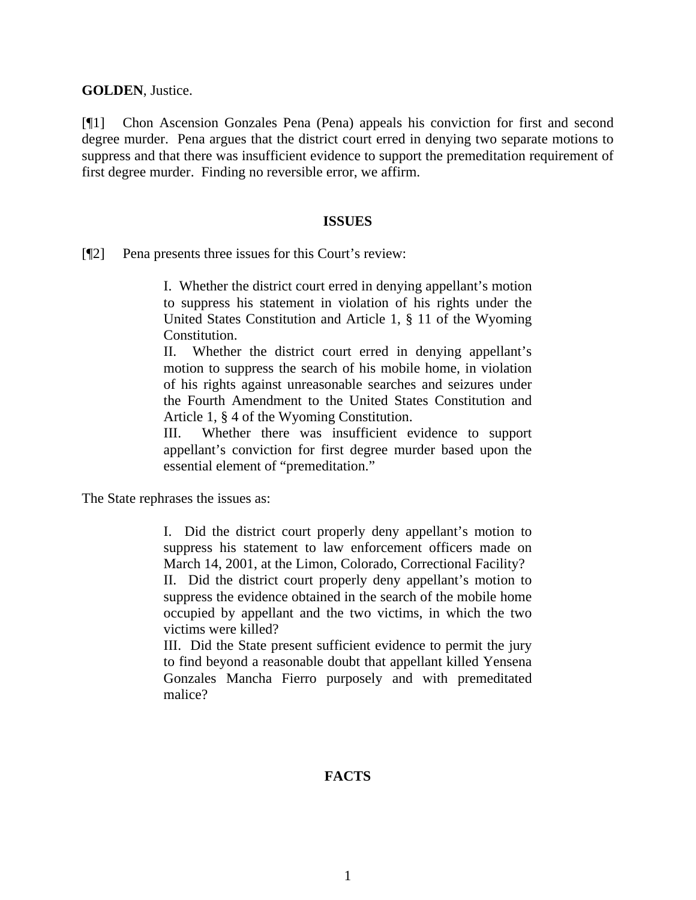**GOLDEN**, Justice.

[¶1] Chon Ascension Gonzales Pena (Pena) appeals his conviction for first and second degree murder. Pena argues that the district court erred in denying two separate motions to suppress and that there was insufficient evidence to support the premeditation requirement of first degree murder. Finding no reversible error, we affirm.

## ISSUES

[¶2] Pena presents three issues for this Court's review:

> I. Whether the district court erred in denying appellant's motion to suppress his statement in violation of his rights under the United States Constitution and Article 1, § 11 of the Wyoming Constitution.
>
> II. Whether the district court erred in denying appellant's motion to suppress the search of his mobile home, in violation of his rights against unreasonable searches and seizures under the Fourth Amendment to the United States Constitution and Article 1, § 4 of the Wyoming Constitution.
>
> III. Whether there was insufficient evidence to support appellant's conviction for first degree murder based upon the essential element of "premeditation."

The State rephrases the issues as:

> I. Did the district court properly deny appellant's motion to suppress his statement to law enforcement officers made on March 14, 2001, at the Limon, Colorado, Correctional Facility?
>
> II. Did the district court properly deny appellant's motion to suppress the evidence obtained in the search of the mobile home occupied by appellant and the two victims, in which the two victims were killed?
>
> III. Did the State present sufficient evidence to permit the jury to find beyond a reasonable doubt that appellant killed Yensena Gonzales Mancha Fierro purposely and with premeditated malice?

## FACTS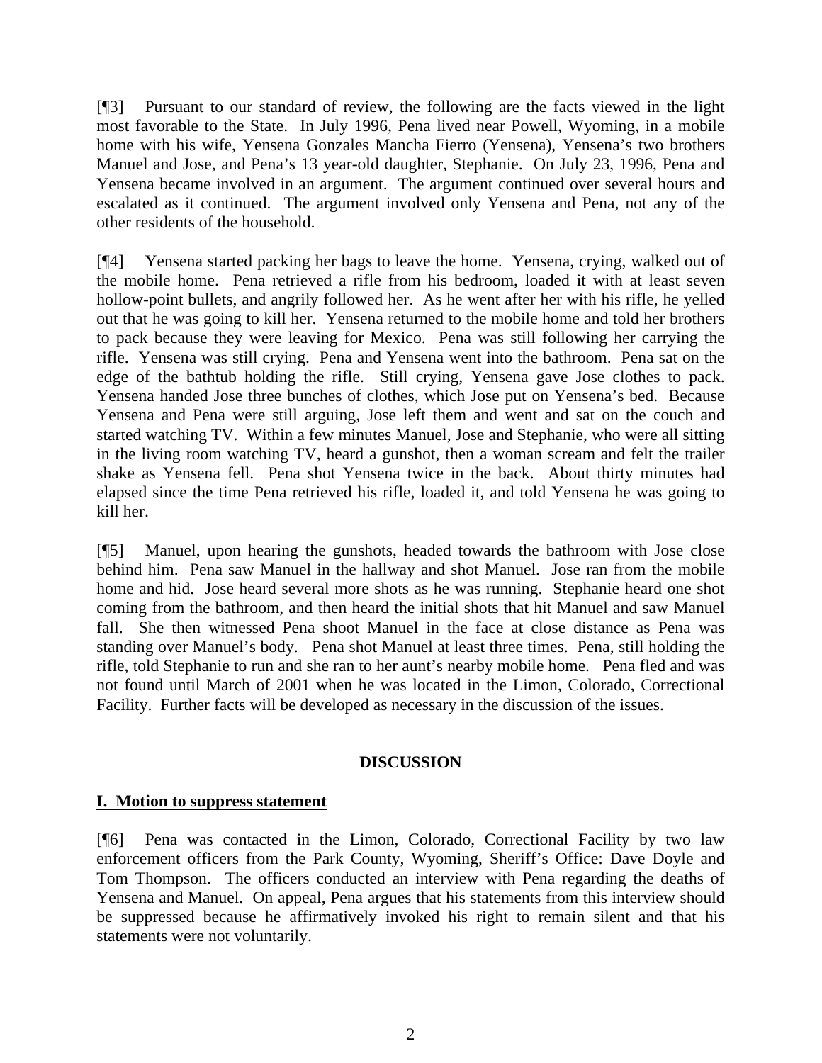[¶3] Pursuant to our standard of review, the following are the facts viewed in the light most favorable to the State. In July 1996, Pena lived near Powell, Wyoming, in a mobile home with his wife, Yensena Gonzales Mancha Fierro (Yensena), Yensena's two brothers Manuel and Jose, and Pena's 13 year-old daughter, Stephanie. On July 23, 1996, Pena and Yensena became involved in an argument. The argument continued over several hours and escalated as it continued. The argument involved only Yensena and Pena, not any of the other residents of the household.

[¶4] Yensena started packing her bags to leave the home. Yensena, crying, walked out of the mobile home. Pena retrieved a rifle from his bedroom, loaded it with at least seven hollow-point bullets, and angrily followed her. As he went after her with his rifle, he yelled out that he was going to kill her. Yensena returned to the mobile home and told her brothers to pack because they were leaving for Mexico. Pena was still following her carrying the rifle. Yensena was still crying. Pena and Yensena went into the bathroom. Pena sat on the edge of the bathtub holding the rifle. Still crying, Yensena gave Jose clothes to pack. Yensena handed Jose three bunches of clothes, which Jose put on Yensena's bed. Because Yensena and Pena were still arguing, Jose left them and went and sat on the couch and started watching TV. Within a few minutes Manuel, Jose and Stephanie, who were all sitting in the living room watching TV, heard a gunshot, then a woman scream and felt the trailer shake as Yensena fell. Pena shot Yensena twice in the back. About thirty minutes had elapsed since the time Pena retrieved his rifle, loaded it, and told Yensena he was going to kill her.

[¶5] Manuel, upon hearing the gunshots, headed towards the bathroom with Jose close behind him. Pena saw Manuel in the hallway and shot Manuel. Jose ran from the mobile home and hid. Jose heard several more shots as he was running. Stephanie heard one shot coming from the bathroom, and then heard the initial shots that hit Manuel and saw Manuel fall. She then witnessed Pena shoot Manuel in the face at close distance as Pena was standing over Manuel's body. Pena shot Manuel at least three times. Pena, still holding the rifle, told Stephanie to run and she ran to her aunt's nearby mobile home. Pena fled and was not found until March of 2001 when he was located in the Limon, Colorado, Correctional Facility. Further facts will be developed as necessary in the discussion of the issues.

## DISCUSSION

### I. Motion to suppress statement

[¶6] Pena was contacted in the Limon, Colorado, Correctional Facility by two law enforcement officers from the Park County, Wyoming, Sheriff's Office: Dave Doyle and Tom Thompson. The officers conducted an interview with Pena regarding the deaths of Yensena and Manuel. On appeal, Pena argues that his statements from this interview should be suppressed because he affirmatively invoked his right to remain silent and that his statements were not voluntarily.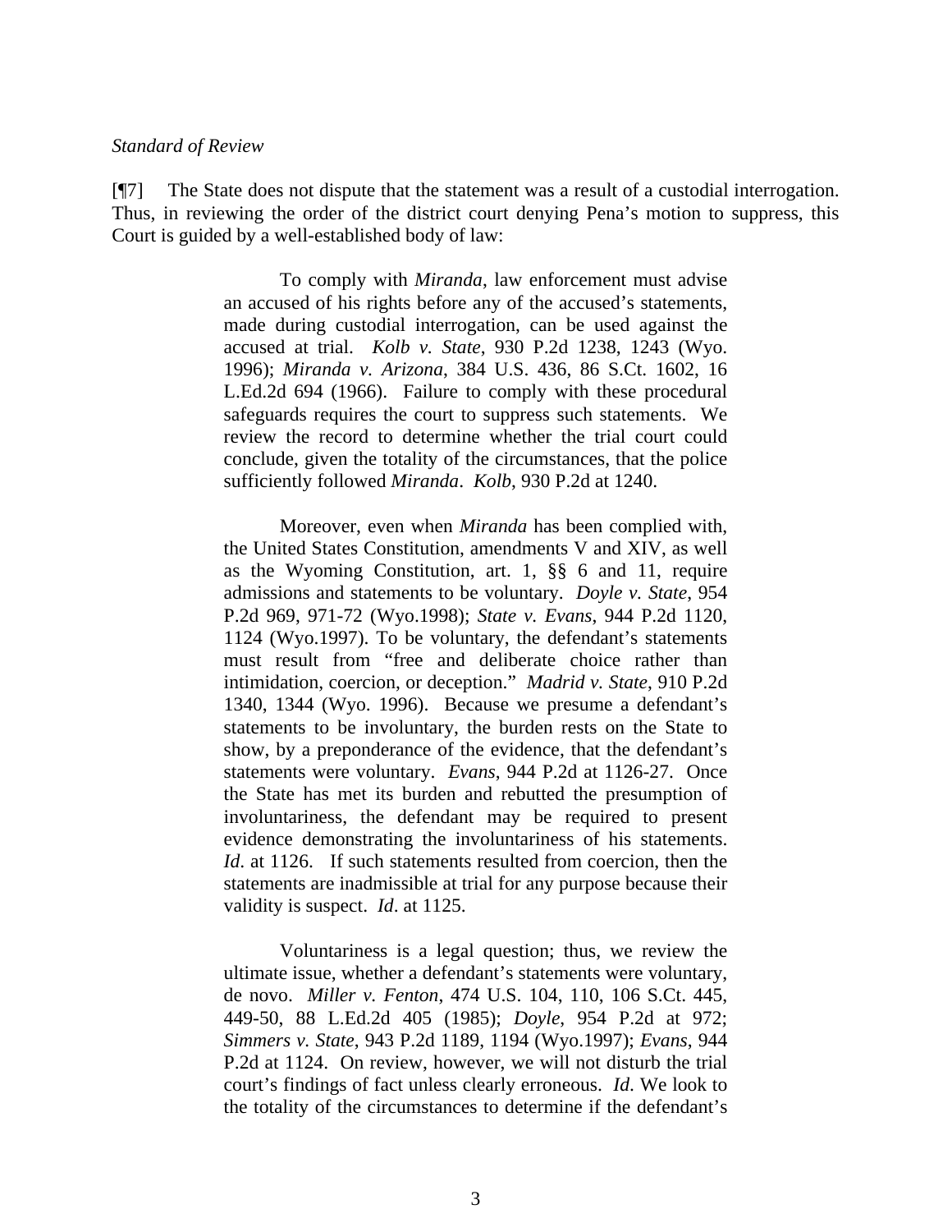*Standard of Review*

[¶7] The State does not dispute that the statement was a result of a custodial interrogation. Thus, in reviewing the order of the district court denying Pena's motion to suppress, this Court is guided by a well-established body of law:

> To comply with *Miranda*, law enforcement must advise an accused of his rights before any of the accused's statements, made during custodial interrogation, can be used against the accused at trial. *Kolb v. State*, 930 P.2d 1238, 1243 (Wyo. 1996); *Miranda v. Arizona*, 384 U.S. 436, 86 S.Ct. 1602, 16 L.Ed.2d 694 (1966). Failure to comply with these procedural safeguards requires the court to suppress such statements. We review the record to determine whether the trial court could conclude, given the totality of the circumstances, that the police sufficiently followed *Miranda*. *Kolb*, 930 P.2d at 1240.
>
> Moreover, even when *Miranda* has been complied with, the United States Constitution, amendments V and XIV, as well as the Wyoming Constitution, art. 1, §§ 6 and 11, require admissions and statements to be voluntary. *Doyle v. State*, 954 P.2d 969, 971-72 (Wyo.1998); *State v. Evans*, 944 P.2d 1120, 1124 (Wyo.1997). To be voluntary, the defendant's statements must result from "free and deliberate choice rather than intimidation, coercion, or deception." *Madrid v. State*, 910 P.2d 1340, 1344 (Wyo. 1996). Because we presume a defendant's statements to be involuntary, the burden rests on the State to show, by a preponderance of the evidence, that the defendant's statements were voluntary. *Evans*, 944 P.2d at 1126-27. Once the State has met its burden and rebutted the presumption of involuntariness, the defendant may be required to present evidence demonstrating the involuntariness of his statements. *Id*. at 1126. If such statements resulted from coercion, then the statements are inadmissible at trial for any purpose because their validity is suspect. *Id*. at 1125.
>
> Voluntariness is a legal question; thus, we review the ultimate issue, whether a defendant's statements were voluntary, de novo. *Miller v. Fenton*, 474 U.S. 104, 110, 106 S.Ct. 445, 449-50, 88 L.Ed.2d 405 (1985); *Doyle*, 954 P.2d at 972; *Simmers v. State*, 943 P.2d 1189, 1194 (Wyo.1997); *Evans*, 944 P.2d at 1124. On review, however, we will not disturb the trial court's findings of fact unless clearly erroneous. *Id*. We look to the totality of the circumstances to determine if the defendant's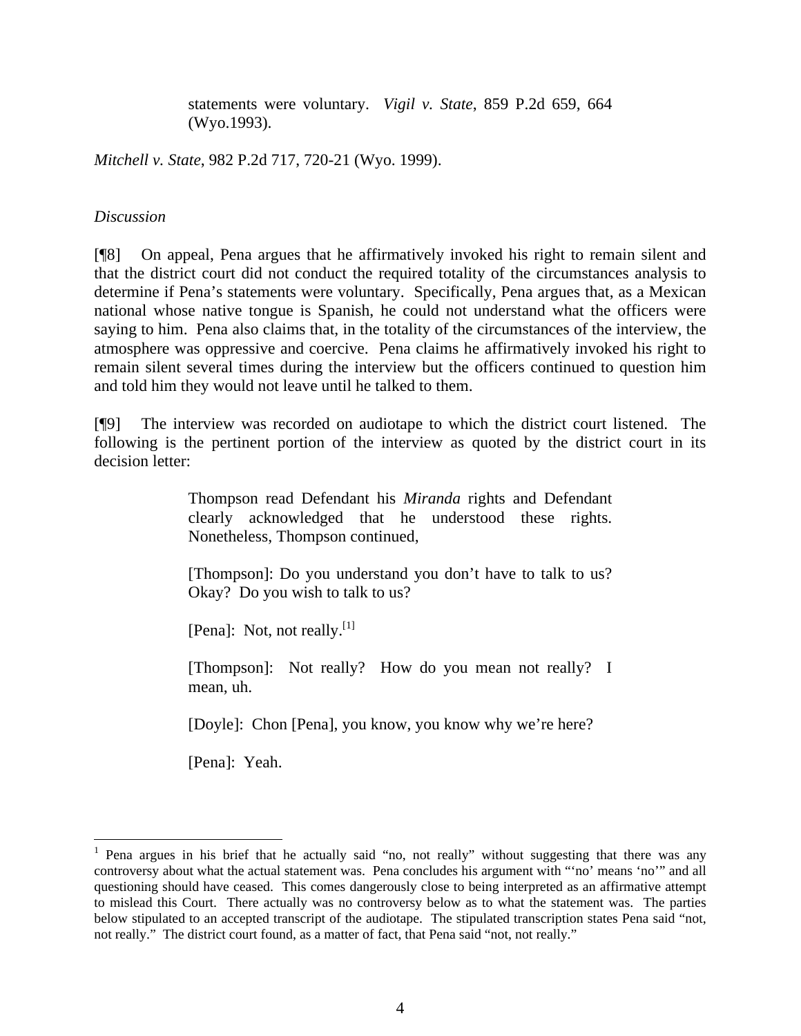> statements were voluntary. *Vigil v. State*, 859 P.2d 659, 664 (Wyo.1993).

*Mitchell v. State*, 982 P.2d 717, 720-21 (Wyo. 1999).

*Discussion*

[¶8] On appeal, Pena argues that he affirmatively invoked his right to remain silent and that the district court did not conduct the required totality of the circumstances analysis to determine if Pena's statements were voluntary. Specifically, Pena argues that, as a Mexican national whose native tongue is Spanish, he could not understand what the officers were saying to him. Pena also claims that, in the totality of the circumstances of the interview, the atmosphere was oppressive and coercive. Pena claims he affirmatively invoked his right to remain silent several times during the interview but the officers continued to question him and told him they would not leave until he talked to them.

[¶9] The interview was recorded on audiotape to which the district court listened. The following is the pertinent portion of the interview as quoted by the district court in its decision letter:

> Thompson read Defendant his *Miranda* rights and Defendant clearly acknowledged that he understood these rights. Nonetheless, Thompson continued,
>
> [Thompson]: Do you understand you don't have to talk to us? Okay? Do you wish to talk to us?
>
> [Pena]: Not, not really.[1]
>
> [Thompson]: Not really? How do you mean not really? I mean, uh.
>
> [Doyle]: Chon [Pena], you know, you know why we're here?
>
> [Pena]: Yeah.

---

[1] Pena argues in his brief that he actually said "no, not really" without suggesting that there was any controversy about what the actual statement was. Pena concludes his argument with "'no' means 'no'" and all questioning should have ceased. This comes dangerously close to being interpreted as an affirmative attempt to mislead this Court. There actually was no controversy below as to what the statement was. The parties below stipulated to an accepted transcript of the audiotape. The stipulated transcription states Pena said "not, not really." The district court found, as a matter of fact, that Pena said "not, not really."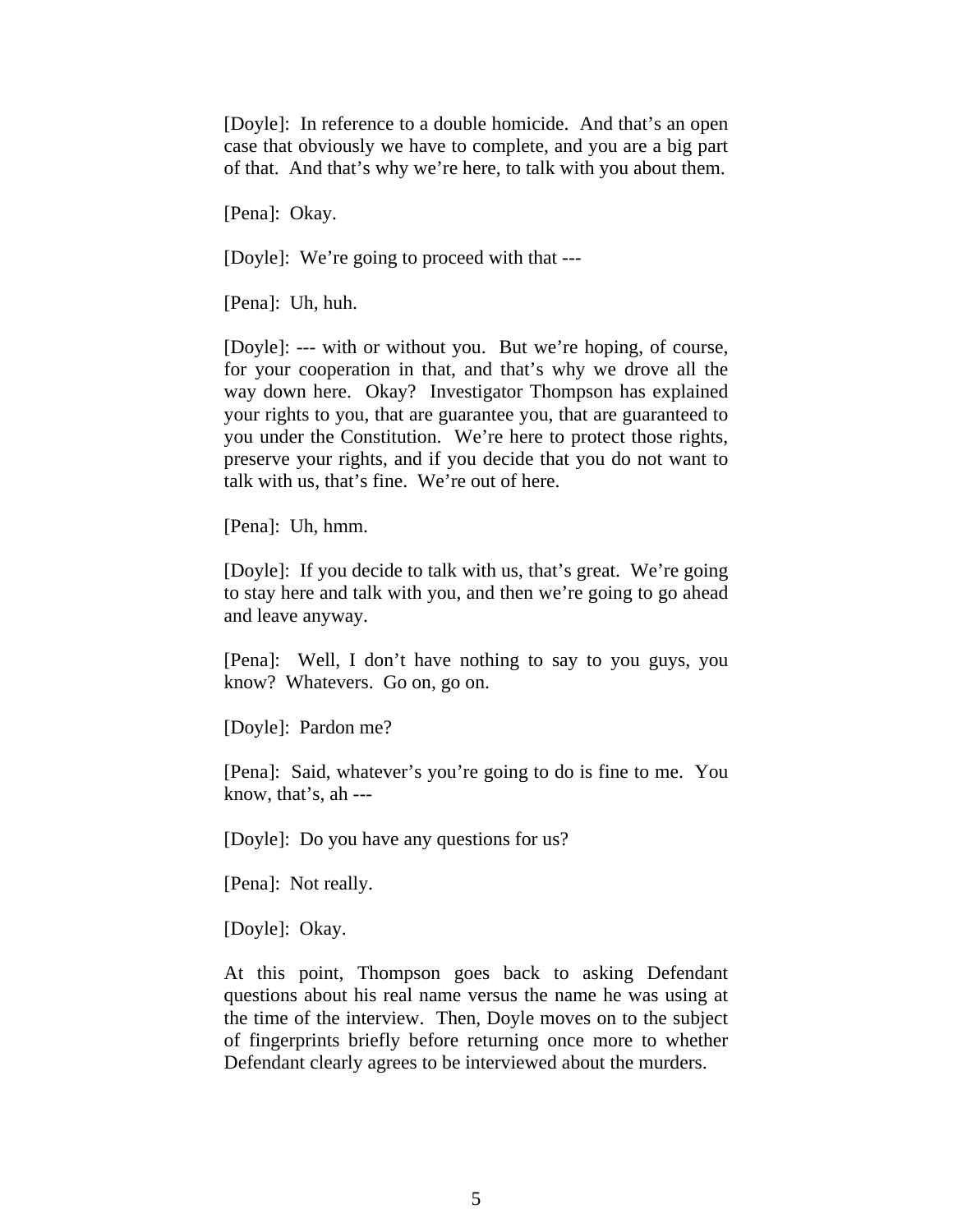[Doyle]: In reference to a double homicide. And that's an open case that obviously we have to complete, and you are a big part of that. And that's why we're here, to talk with you about them.

[Pena]: Okay.

[Doyle]: We're going to proceed with that ---

[Pena]: Uh, huh.

[Doyle]: --- with or without you. But we're hoping, of course, for your cooperation in that, and that's why we drove all the way down here. Okay? Investigator Thompson has explained your rights to you, that are guarantee you, that are guaranteed to you under the Constitution. We're here to protect those rights, preserve your rights, and if you decide that you do not want to talk with us, that's fine. We're out of here.

[Pena]: Uh, hmm.

[Doyle]: If you decide to talk with us, that's great. We're going to stay here and talk with you, and then we're going to go ahead and leave anyway.

[Pena]: Well, I don't have nothing to say to you guys, you know? Whatevers. Go on, go on.

[Doyle]: Pardon me?

[Pena]: Said, whatever's you're going to do is fine to me. You know, that's, ah ---

[Doyle]: Do you have any questions for us?

[Pena]: Not really.

[Doyle]: Okay.

At this point, Thompson goes back to asking Defendant questions about his real name versus the name he was using at the time of the interview. Then, Doyle moves on to the subject of fingerprints briefly before returning once more to whether Defendant clearly agrees to be interviewed about the murders.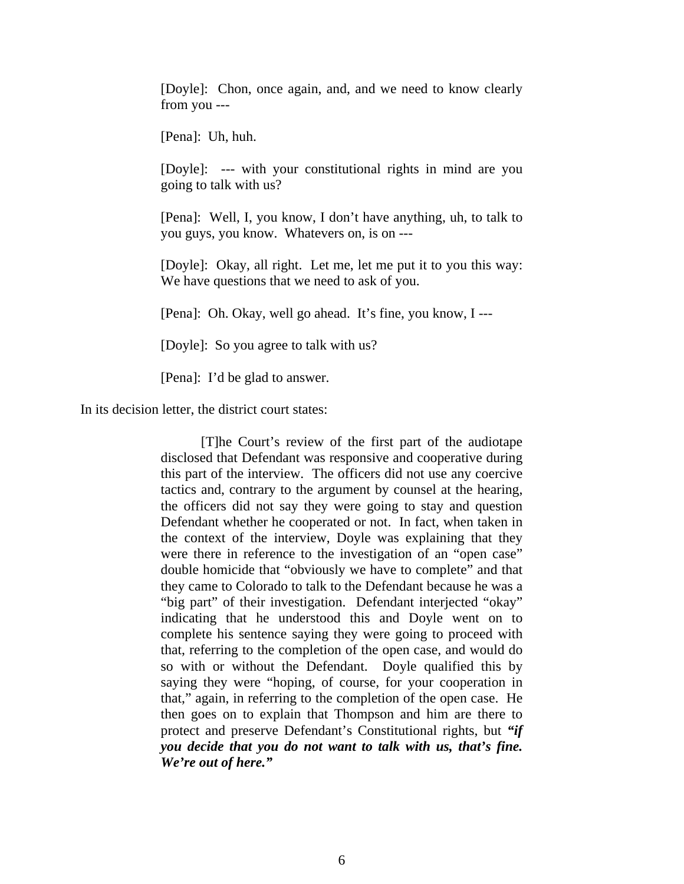> [Doyle]: Chon, once again, and, and we need to know clearly from you ---
>
> [Pena]: Uh, huh.
>
> [Doyle]: --- with your constitutional rights in mind are you going to talk with us?
>
> [Pena]: Well, I, you know, I don't have anything, uh, to talk to you guys, you know. Whatevers on, is on ---
>
> [Doyle]: Okay, all right. Let me, let me put it to you this way: We have questions that we need to ask of you.
>
> [Pena]: Oh. Okay, well go ahead. It's fine, you know, I ---
>
> [Doyle]: So you agree to talk with us?
>
> [Pena]: I'd be glad to answer.

In its decision letter, the district court states:

> [T]he Court's review of the first part of the audiotape disclosed that Defendant was responsive and cooperative during this part of the interview. The officers did not use any coercive tactics and, contrary to the argument by counsel at the hearing, the officers did not say they were going to stay and question Defendant whether he cooperated or not. In fact, when taken in the context of the interview, Doyle was explaining that they were there in reference to the investigation of an "open case" double homicide that "obviously we have to complete" and that they came to Colorado to talk to the Defendant because he was a "big part" of their investigation. Defendant interjected "okay" indicating that he understood this and Doyle went on to complete his sentence saying they were going to proceed with that, referring to the completion of the open case, and would do so with or without the Defendant. Doyle qualified this by saying they were "hoping, of course, for your cooperation in that," again, in referring to the completion of the open case. He then goes on to explain that Thompson and him are there to protect and preserve Defendant's Constitutional rights, but ***"if you decide that you do not want to talk with us, that's fine. We're out of here."***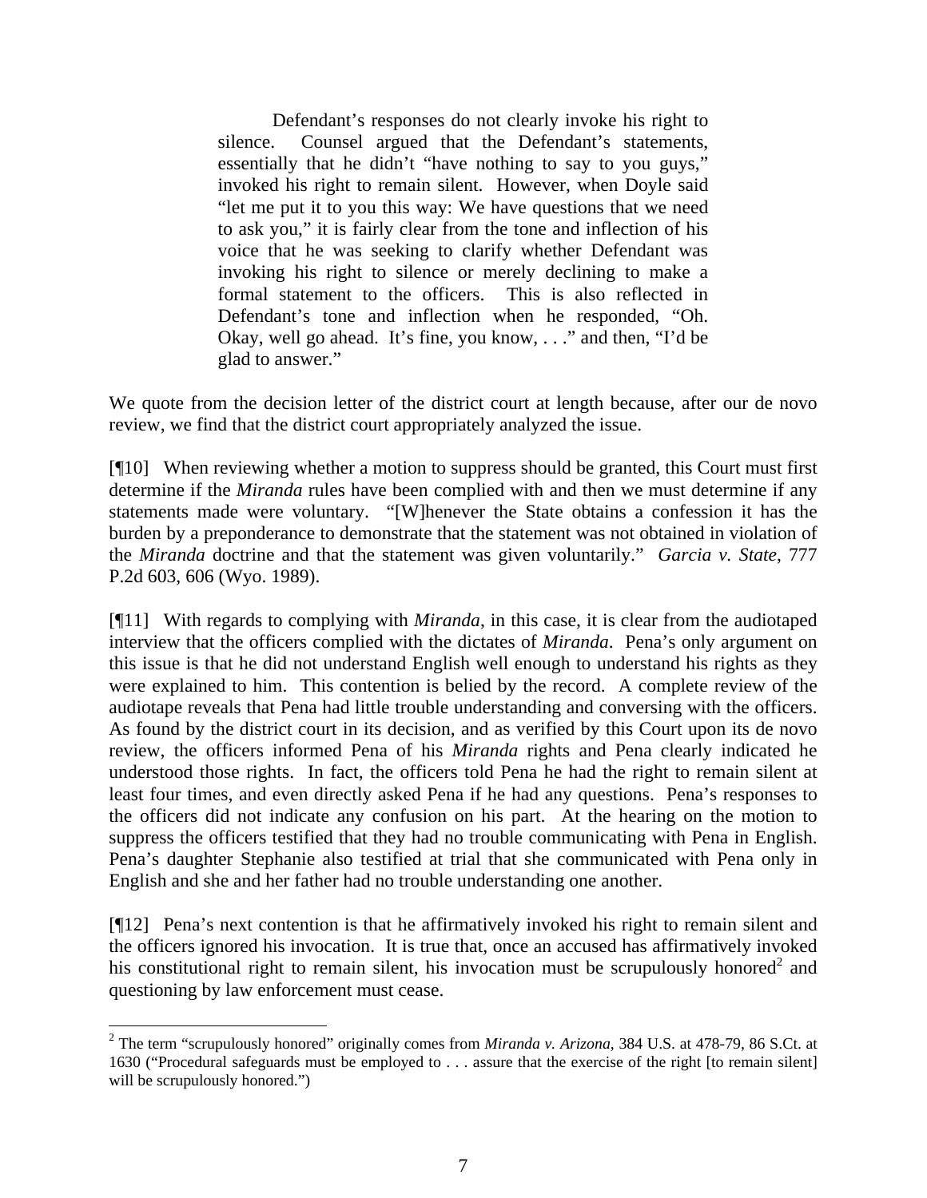> Defendant's responses do not clearly invoke his right to silence. Counsel argued that the Defendant's statements, essentially that he didn't "have nothing to say to you guys," invoked his right to remain silent. However, when Doyle said "let me put it to you this way: We have questions that we need to ask you," it is fairly clear from the tone and inflection of his voice that he was seeking to clarify whether Defendant was invoking his right to silence or merely declining to make a formal statement to the officers. This is also reflected in Defendant's tone and inflection when he responded, "Oh. Okay, well go ahead. It's fine, you know, . . ." and then, "I'd be glad to answer."

We quote from the decision letter of the district court at length because, after our de novo review, we find that the district court appropriately analyzed the issue.

[¶10] When reviewing whether a motion to suppress should be granted, this Court must first determine if the *Miranda* rules have been complied with and then we must determine if any statements made were voluntary. "[W]henever the State obtains a confession it has the burden by a preponderance to demonstrate that the statement was not obtained in violation of the *Miranda* doctrine and that the statement was given voluntarily." *Garcia v. State*, 777 P.2d 603, 606 (Wyo. 1989).

[¶11] With regards to complying with *Miranda*, in this case, it is clear from the audiotaped interview that the officers complied with the dictates of *Miranda*. Pena's only argument on this issue is that he did not understand English well enough to understand his rights as they were explained to him. This contention is belied by the record. A complete review of the audiotape reveals that Pena had little trouble understanding and conversing with the officers. As found by the district court in its decision, and as verified by this Court upon its de novo review, the officers informed Pena of his *Miranda* rights and Pena clearly indicated he understood those rights. In fact, the officers told Pena he had the right to remain silent at least four times, and even directly asked Pena if he had any questions. Pena's responses to the officers did not indicate any confusion on his part. At the hearing on the motion to suppress the officers testified that they had no trouble communicating with Pena in English. Pena's daughter Stephanie also testified at trial that she communicated with Pena only in English and she and her father had no trouble understanding one another.

[¶12] Pena's next contention is that he affirmatively invoked his right to remain silent and the officers ignored his invocation. It is true that, once an accused has affirmatively invoked his constitutional right to remain silent, his invocation must be scrupulously honored[2] and questioning by law enforcement must cease.

---

[2] The term "scrupulously honored" originally comes from *Miranda v. Arizona*, 384 U.S. at 478-79, 86 S.Ct. at 1630 ("Procedural safeguards must be employed to . . . assure that the exercise of the right [to remain silent] will be scrupulously honored.")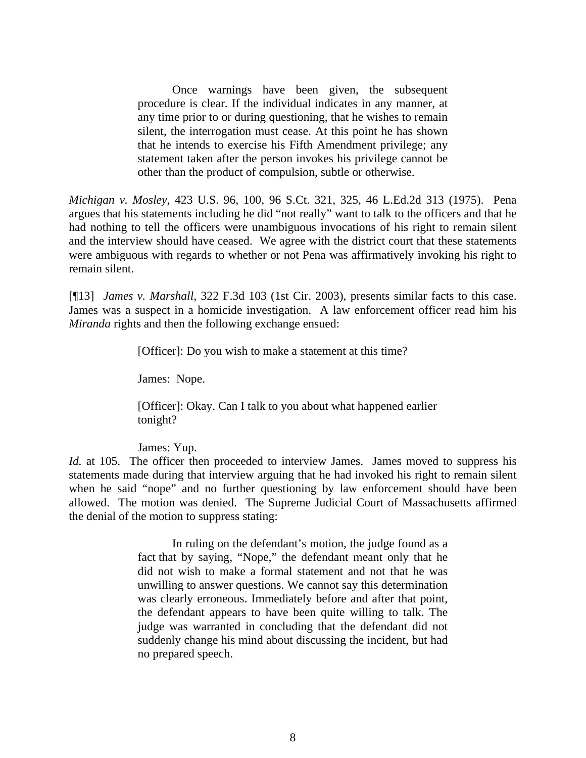> Once warnings have been given, the subsequent procedure is clear. If the individual indicates in any manner, at any time prior to or during questioning, that he wishes to remain silent, the interrogation must cease. At this point he has shown that he intends to exercise his Fifth Amendment privilege; any statement taken after the person invokes his privilege cannot be other than the product of compulsion, subtle or otherwise.

*Michigan v. Mosley*, 423 U.S. 96, 100, 96 S.Ct. 321, 325, 46 L.Ed.2d 313 (1975). Pena argues that his statements including he did "not really" want to talk to the officers and that he had nothing to tell the officers were unambiguous invocations of his right to remain silent and the interview should have ceased. We agree with the district court that these statements were ambiguous with regards to whether or not Pena was affirmatively invoking his right to remain silent.

[¶13] *James v. Marshall*, 322 F.3d 103 (1st Cir. 2003), presents similar facts to this case. James was a suspect in a homicide investigation. A law enforcement officer read him his *Miranda* rights and then the following exchange ensued:

> [Officer]: Do you wish to make a statement at this time?
>
> James: Nope.
>
> [Officer]: Okay. Can I talk to you about what happened earlier tonight?
>
> James: Yup.

*Id.* at 105. The officer then proceeded to interview James. James moved to suppress his statements made during that interview arguing that he had invoked his right to remain silent when he said "nope" and no further questioning by law enforcement should have been allowed. The motion was denied. The Supreme Judicial Court of Massachusetts affirmed the denial of the motion to suppress stating:

> In ruling on the defendant's motion, the judge found as a fact that by saying, "Nope," the defendant meant only that he did not wish to make a formal statement and not that he was unwilling to answer questions. We cannot say this determination was clearly erroneous. Immediately before and after that point, the defendant appears to have been quite willing to talk. The judge was warranted in concluding that the defendant did not suddenly change his mind about discussing the incident, but had no prepared speech.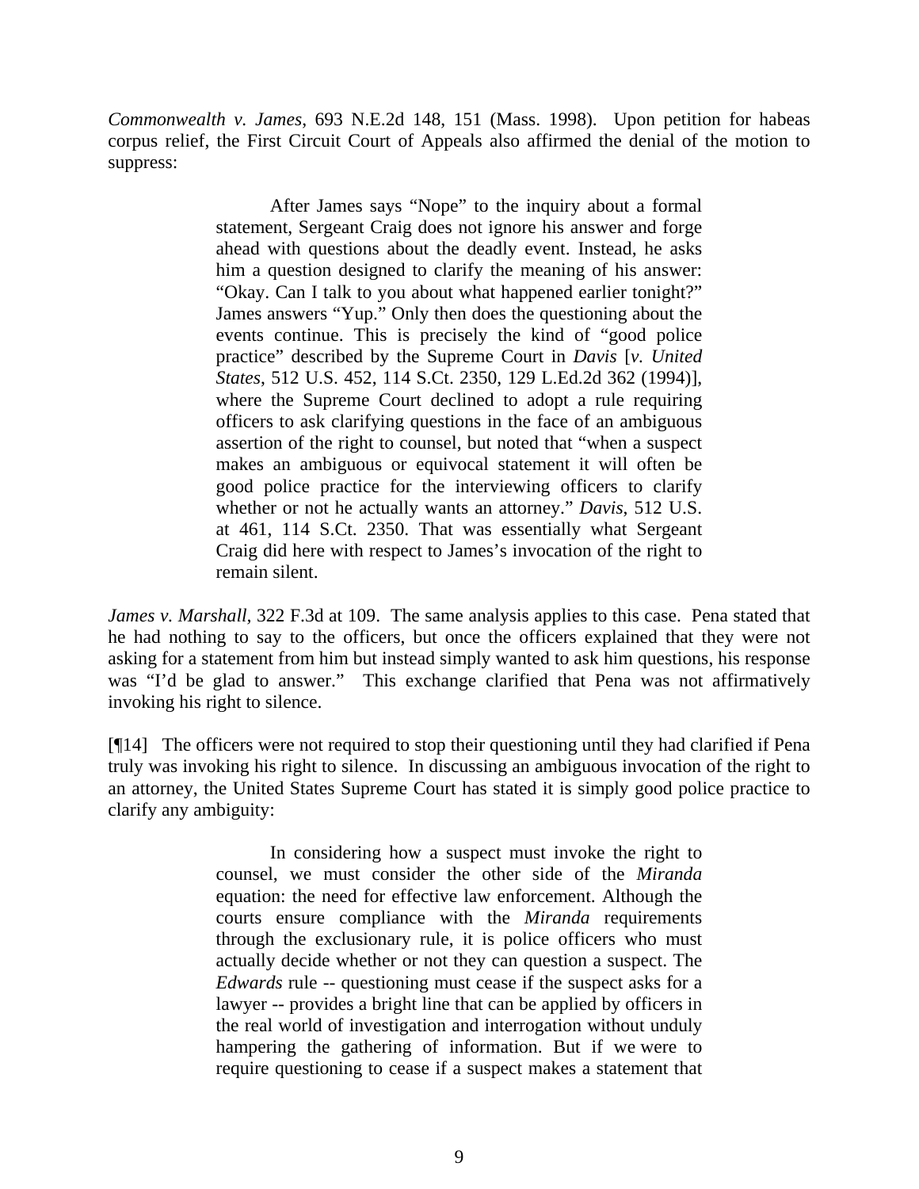*Commonwealth v. James*, 693 N.E.2d 148, 151 (Mass. 1998). Upon petition for habeas corpus relief, the First Circuit Court of Appeals also affirmed the denial of the motion to suppress:

> After James says "Nope" to the inquiry about a formal statement, Sergeant Craig does not ignore his answer and forge ahead with questions about the deadly event. Instead, he asks him a question designed to clarify the meaning of his answer: "Okay. Can I talk to you about what happened earlier tonight?" James answers "Yup." Only then does the questioning about the events continue. This is precisely the kind of "good police practice" described by the Supreme Court in *Davis* [*v. United States*, 512 U.S. 452, 114 S.Ct. 2350, 129 L.Ed.2d 362 (1994)], where the Supreme Court declined to adopt a rule requiring officers to ask clarifying questions in the face of an ambiguous assertion of the right to counsel, but noted that "when a suspect makes an ambiguous or equivocal statement it will often be good police practice for the interviewing officers to clarify whether or not he actually wants an attorney." *Davis*, 512 U.S. at 461, 114 S.Ct. 2350. That was essentially what Sergeant Craig did here with respect to James's invocation of the right to remain silent.

*James v. Marshall*, 322 F.3d at 109. The same analysis applies to this case. Pena stated that he had nothing to say to the officers, but once the officers explained that they were not asking for a statement from him but instead simply wanted to ask him questions, his response was "I'd be glad to answer." This exchange clarified that Pena was not affirmatively invoking his right to silence.

[¶14] The officers were not required to stop their questioning until they had clarified if Pena truly was invoking his right to silence. In discussing an ambiguous invocation of the right to an attorney, the United States Supreme Court has stated it is simply good police practice to clarify any ambiguity:

> In considering how a suspect must invoke the right to counsel, we must consider the other side of the *Miranda* equation: the need for effective law enforcement. Although the courts ensure compliance with the *Miranda* requirements through the exclusionary rule, it is police officers who must actually decide whether or not they can question a suspect. The *Edwards* rule -- questioning must cease if the suspect asks for a lawyer -- provides a bright line that can be applied by officers in the real world of investigation and interrogation without unduly hampering the gathering of information. But if we were to require questioning to cease if a suspect makes a statement that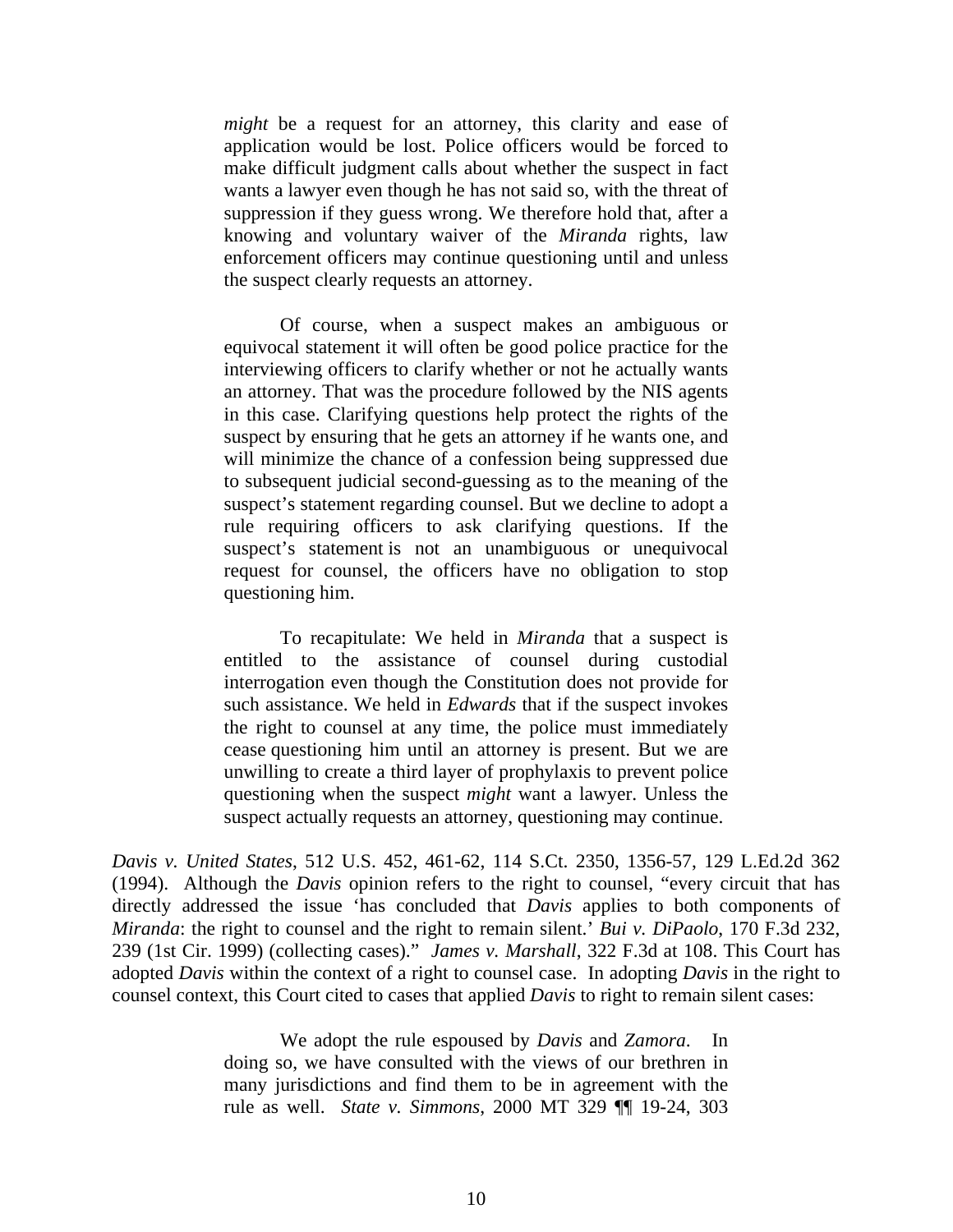> *might* be a request for an attorney, this clarity and ease of application would be lost. Police officers would be forced to make difficult judgment calls about whether the suspect in fact wants a lawyer even though he has not said so, with the threat of suppression if they guess wrong. We therefore hold that, after a knowing and voluntary waiver of the *Miranda* rights, law enforcement officers may continue questioning until and unless the suspect clearly requests an attorney.
>
> Of course, when a suspect makes an ambiguous or equivocal statement it will often be good police practice for the interviewing officers to clarify whether or not he actually wants an attorney. That was the procedure followed by the NIS agents in this case. Clarifying questions help protect the rights of the suspect by ensuring that he gets an attorney if he wants one, and will minimize the chance of a confession being suppressed due to subsequent judicial second-guessing as to the meaning of the suspect's statement regarding counsel. But we decline to adopt a rule requiring officers to ask clarifying questions. If the suspect's statement is not an unambiguous or unequivocal request for counsel, the officers have no obligation to stop questioning him.
>
> To recapitulate: We held in *Miranda* that a suspect is entitled to the assistance of counsel during custodial interrogation even though the Constitution does not provide for such assistance. We held in *Edwards* that if the suspect invokes the right to counsel at any time, the police must immediately cease questioning him until an attorney is present. But we are unwilling to create a third layer of prophylaxis to prevent police questioning when the suspect *might* want a lawyer. Unless the suspect actually requests an attorney, questioning may continue.

*Davis v. United States*, 512 U.S. 452, 461-62, 114 S.Ct. 2350, 1356-57, 129 L.Ed.2d 362 (1994). Although the *Davis* opinion refers to the right to counsel, "every circuit that has directly addressed the issue 'has concluded that *Davis* applies to both components of *Miranda*: the right to counsel and the right to remain silent.' *Bui v. DiPaolo*, 170 F.3d 232, 239 (1st Cir. 1999) (collecting cases)." *James v. Marshall*, 322 F.3d at 108. This Court has adopted *Davis* within the context of a right to counsel case. In adopting *Davis* in the right to counsel context, this Court cited to cases that applied *Davis* to right to remain silent cases:

> We adopt the rule espoused by *Davis* and *Zamora*. In doing so, we have consulted with the views of our brethren in many jurisdictions and find them to be in agreement with the rule as well. *State v. Simmons*, 2000 MT 329 ¶¶ 19-24, 303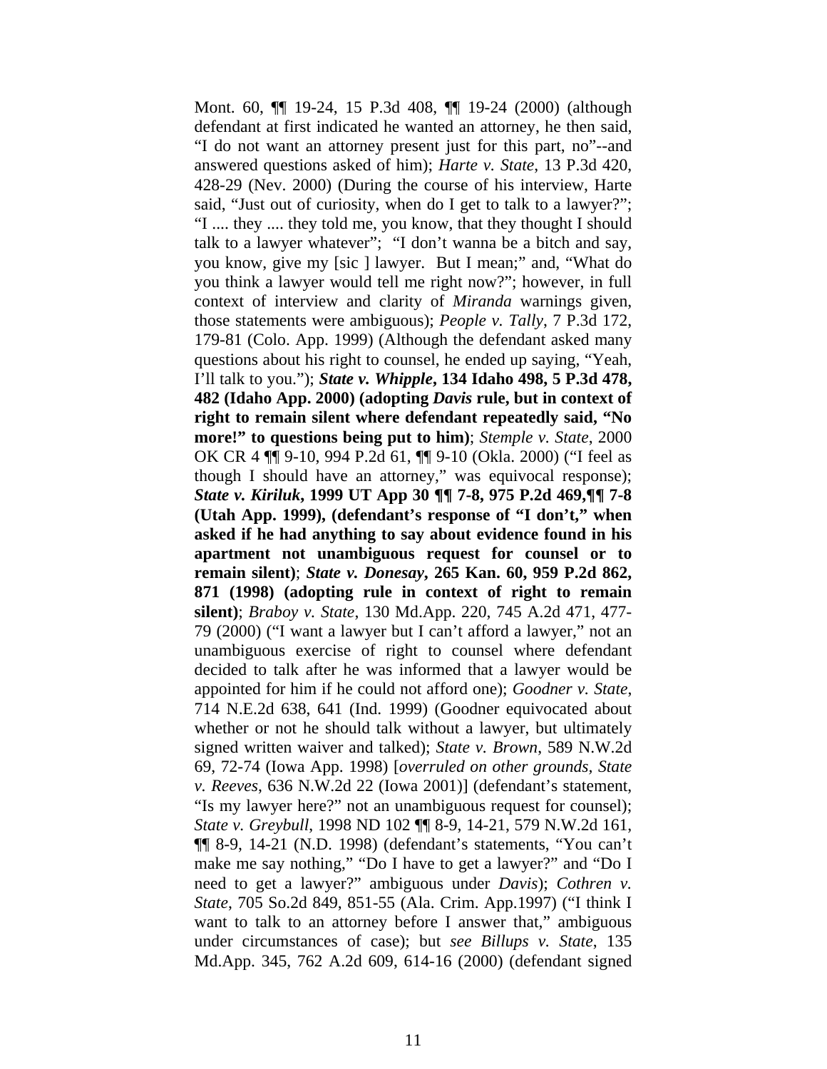Mont. 60, ¶¶ 19-24, 15 P.3d 408, ¶¶ 19-24 (2000) (although defendant at first indicated he wanted an attorney, he then said, "I do not want an attorney present just for this part, no"--and answered questions asked of him); *Harte v. State*, 13 P.3d 420, 428-29 (Nev. 2000) (During the course of his interview, Harte said, "Just out of curiosity, when do I get to talk to a lawyer?"; "I .... they .... they told me, you know, that they thought I should talk to a lawyer whatever"; "I don't wanna be a bitch and say, you know, give my [sic ] lawyer. But I mean;" and, "What do you think a lawyer would tell me right now?"; however, in full context of interview and clarity of *Miranda* warnings given, those statements were ambiguous); *People v. Tally*, 7 P.3d 172, 179-81 (Colo. App. 1999) (Although the defendant asked many questions about his right to counsel, he ended up saying, "Yeah, I'll talk to you."); ***State v. Whipple*, 134 Idaho 498, 5 P.3d 478, 482 (Idaho App. 2000) (adopting *Davis* rule, but in context of right to remain silent where defendant repeatedly said, "No more!" to questions being put to him)**; *Stemple v. State*, 2000 OK CR 4 ¶¶ 9-10, 994 P.2d 61, ¶¶ 9-10 (Okla. 2000) ("I feel as though I should have an attorney," was equivocal response); ***State v. Kiriluk*, 1999 UT App 30 ¶¶ 7-8, 975 P.2d 469,¶¶ 7-8 (Utah App. 1999), (defendant's response of "I don't," when asked if he had anything to say about evidence found in his apartment not unambiguous request for counsel or to remain silent)**; ***State v. Donesay*, 265 Kan. 60, 959 P.2d 862, 871 (1998) (adopting rule in context of right to remain silent)**; *Braboy v. State*, 130 Md.App. 220, 745 A.2d 471, 477-79 (2000) ("I want a lawyer but I can't afford a lawyer," not an unambiguous exercise of right to counsel where defendant decided to talk after he was informed that a lawyer would be appointed for him if he could not afford one); *Goodner v. State*, 714 N.E.2d 638, 641 (Ind. 1999) (Goodner equivocated about whether or not he should talk without a lawyer, but ultimately signed written waiver and talked); *State v. Brown*, 589 N.W.2d 69, 72-74 (Iowa App. 1998) [*overruled on other grounds*, *State v. Reeves*, 636 N.W.2d 22 (Iowa 2001)] (defendant's statement, "Is my lawyer here?" not an unambiguous request for counsel); *State v. Greybull*, 1998 ND 102 ¶¶ 8-9, 14-21, 579 N.W.2d 161, ¶¶ 8-9, 14-21 (N.D. 1998) (defendant's statements, "You can't make me say nothing," "Do I have to get a lawyer?" and "Do I need to get a lawyer?" ambiguous under *Davis*); *Cothren v. State*, 705 So.2d 849, 851-55 (Ala. Crim. App.1997) ("I think I want to talk to an attorney before I answer that," ambiguous under circumstances of case); but *see Billups v. State*, 135 Md.App. 345, 762 A.2d 609, 614-16 (2000) (defendant signed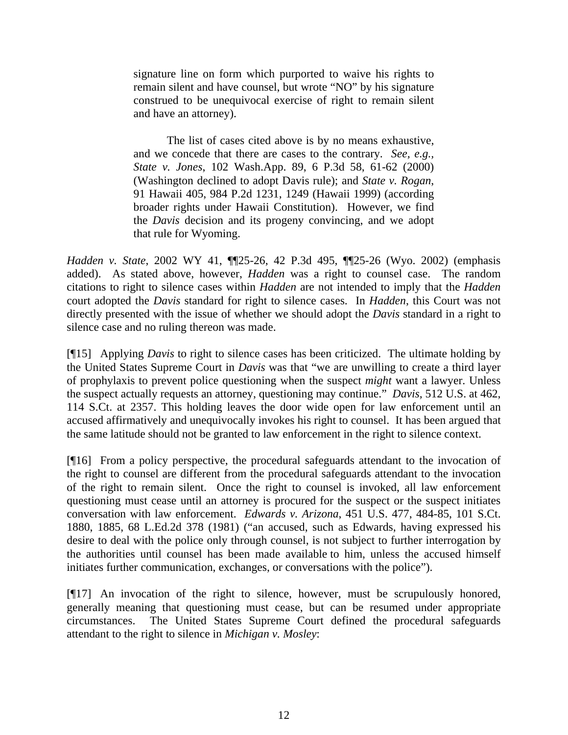> signature line on form which purported to waive his rights to remain silent and have counsel, but wrote "NO" by his signature construed to be unequivocal exercise of right to remain silent and have an attorney).
>
> The list of cases cited above is by no means exhaustive, and we concede that there are cases to the contrary. *See, e.g.*, *State v. Jones*, 102 Wash.App. 89, 6 P.3d 58, 61-62 (2000) (Washington declined to adopt Davis rule); and *State v. Rogan*, 91 Hawaii 405, 984 P.2d 1231, 1249 (Hawaii 1999) (according broader rights under Hawaii Constitution). However, we find the *Davis* decision and its progeny convincing, and we adopt that rule for Wyoming.

*Hadden v. State*, 2002 WY 41, ¶¶25-26, 42 P.3d 495, ¶¶25-26 (Wyo. 2002) (emphasis added). As stated above, however, *Hadden* was a right to counsel case. The random citations to right to silence cases within *Hadden* are not intended to imply that the *Hadden* court adopted the *Davis* standard for right to silence cases. In *Hadden*, this Court was not directly presented with the issue of whether we should adopt the *Davis* standard in a right to silence case and no ruling thereon was made.

[¶15] Applying *Davis* to right to silence cases has been criticized. The ultimate holding by the United States Supreme Court in *Davis* was that "we are unwilling to create a third layer of prophylaxis to prevent police questioning when the suspect *might* want a lawyer. Unless the suspect actually requests an attorney, questioning may continue." *Davis*, 512 U.S. at 462, 114 S.Ct. at 2357. This holding leaves the door wide open for law enforcement until an accused affirmatively and unequivocally invokes his right to counsel. It has been argued that the same latitude should not be granted to law enforcement in the right to silence context.

[¶16] From a policy perspective, the procedural safeguards attendant to the invocation of the right to counsel are different from the procedural safeguards attendant to the invocation of the right to remain silent. Once the right to counsel is invoked, all law enforcement questioning must cease until an attorney is procured for the suspect or the suspect initiates conversation with law enforcement. *Edwards v. Arizona*, 451 U.S. 477, 484-85, 101 S.Ct. 1880, 1885, 68 L.Ed.2d 378 (1981) ("an accused, such as Edwards, having expressed his desire to deal with the police only through counsel, is not subject to further interrogation by the authorities until counsel has been made available to him, unless the accused himself initiates further communication, exchanges, or conversations with the police").

[¶17] An invocation of the right to silence, however, must be scrupulously honored, generally meaning that questioning must cease, but can be resumed under appropriate circumstances. The United States Supreme Court defined the procedural safeguards attendant to the right to silence in *Michigan v. Mosley*: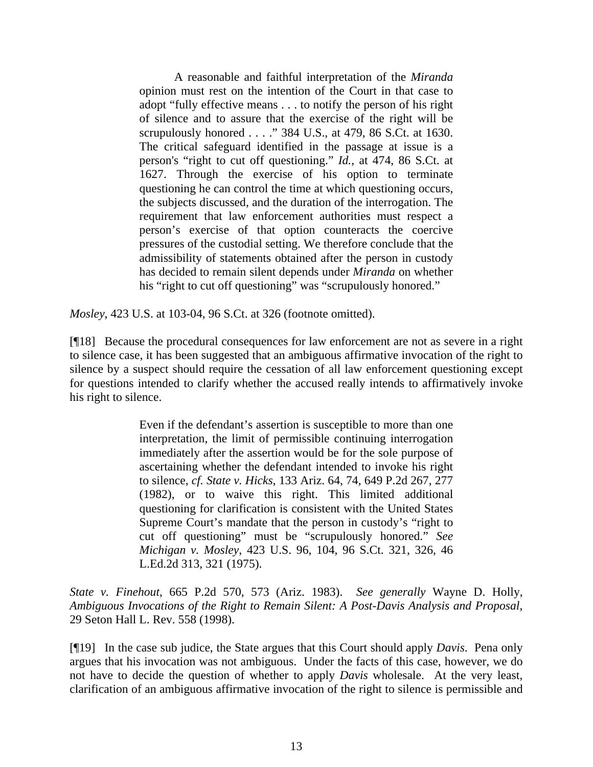> A reasonable and faithful interpretation of the *Miranda* opinion must rest on the intention of the Court in that case to adopt "fully effective means . . . to notify the person of his right of silence and to assure that the exercise of the right will be scrupulously honored . . . ." 384 U.S., at 479, 86 S.Ct. at 1630. The critical safeguard identified in the passage at issue is a person's "right to cut off questioning." *Id.*, at 474, 86 S.Ct. at 1627. Through the exercise of his option to terminate questioning he can control the time at which questioning occurs, the subjects discussed, and the duration of the interrogation. The requirement that law enforcement authorities must respect a person's exercise of that option counteracts the coercive pressures of the custodial setting. We therefore conclude that the admissibility of statements obtained after the person in custody has decided to remain silent depends under *Miranda* on whether his "right to cut off questioning" was "scrupulously honored."

*Mosley*, 423 U.S. at 103-04, 96 S.Ct. at 326 (footnote omitted).

[¶18] Because the procedural consequences for law enforcement are not as severe in a right to silence case, it has been suggested that an ambiguous affirmative invocation of the right to silence by a suspect should require the cessation of all law enforcement questioning except for questions intended to clarify whether the accused really intends to affirmatively invoke his right to silence.

> Even if the defendant's assertion is susceptible to more than one interpretation, the limit of permissible continuing interrogation immediately after the assertion would be for the sole purpose of ascertaining whether the defendant intended to invoke his right to silence, *cf. State v. Hicks*, 133 Ariz. 64, 74, 649 P.2d 267, 277 (1982), or to waive this right. This limited additional questioning for clarification is consistent with the United States Supreme Court's mandate that the person in custody's "right to cut off questioning" must be "scrupulously honored." *See Michigan v. Mosley*, 423 U.S. 96, 104, 96 S.Ct. 321, 326, 46 L.Ed.2d 313, 321 (1975).

*State v. Finehout*, 665 P.2d 570, 573 (Ariz. 1983). *See generally* Wayne D. Holly, *Ambiguous Invocations of the Right to Remain Silent: A Post-Davis Analysis and Proposal*, 29 Seton Hall L. Rev. 558 (1998).

[¶19] In the case sub judice, the State argues that this Court should apply *Davis*. Pena only argues that his invocation was not ambiguous. Under the facts of this case, however, we do not have to decide the question of whether to apply *Davis* wholesale. At the very least, clarification of an ambiguous affirmative invocation of the right to silence is permissible and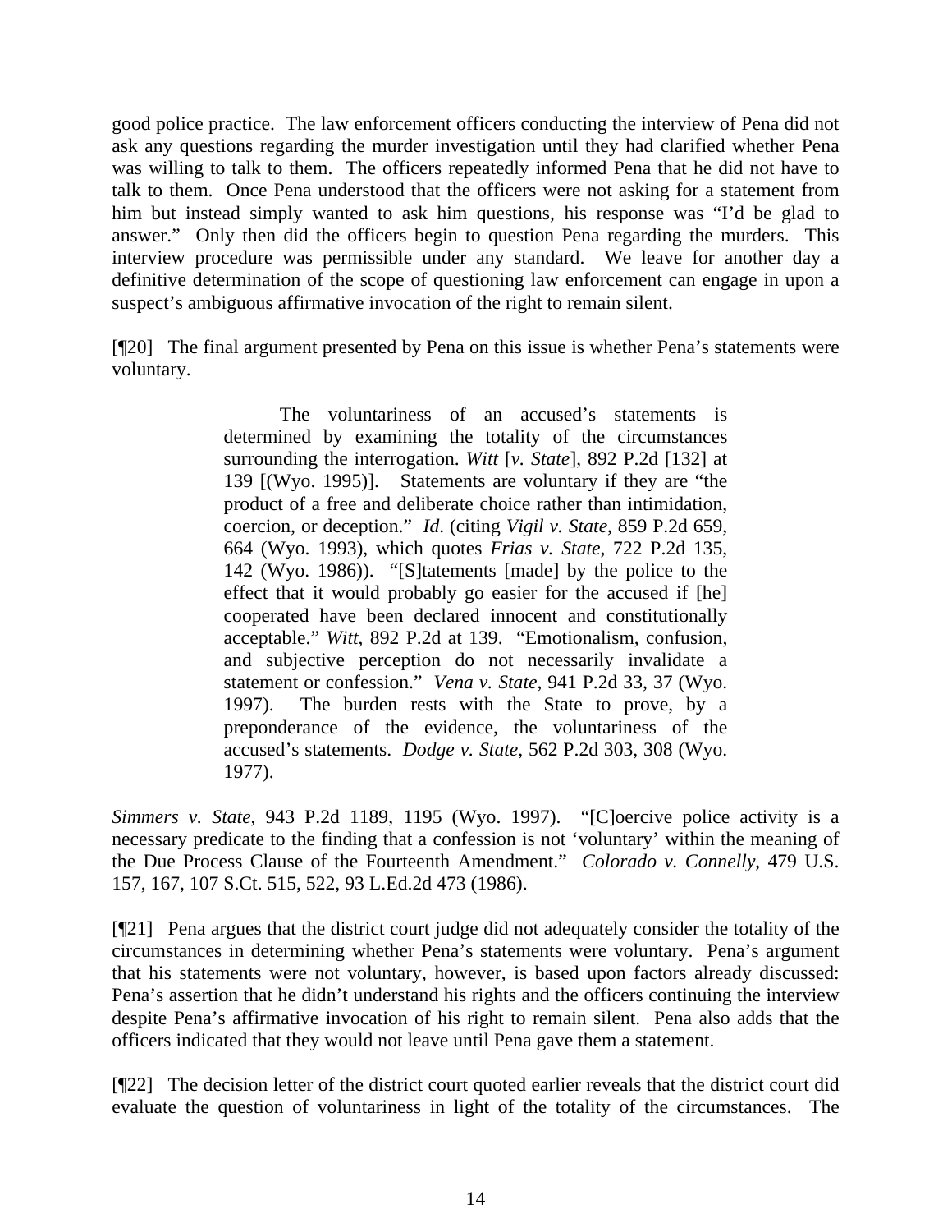good police practice. The law enforcement officers conducting the interview of Pena did not ask any questions regarding the murder investigation until they had clarified whether Pena was willing to talk to them. The officers repeatedly informed Pena that he did not have to talk to them. Once Pena understood that the officers were not asking for a statement from him but instead simply wanted to ask him questions, his response was "I'd be glad to answer." Only then did the officers begin to question Pena regarding the murders. This interview procedure was permissible under any standard. We leave for another day a definitive determination of the scope of questioning law enforcement can engage in upon a suspect's ambiguous affirmative invocation of the right to remain silent.

[¶20] The final argument presented by Pena on this issue is whether Pena's statements were voluntary.

> The voluntariness of an accused's statements is determined by examining the totality of the circumstances surrounding the interrogation. *Witt* [*v. State*], 892 P.2d [132] at 139 [(Wyo. 1995)]. Statements are voluntary if they are "the product of a free and deliberate choice rather than intimidation, coercion, or deception." *Id*. (citing *Vigil v. State*, 859 P.2d 659, 664 (Wyo. 1993), which quotes *Frias v. State*, 722 P.2d 135, 142 (Wyo. 1986)). "[S]tatements [made] by the police to the effect that it would probably go easier for the accused if [he] cooperated have been declared innocent and constitutionally acceptable." *Witt*, 892 P.2d at 139. "Emotionalism, confusion, and subjective perception do not necessarily invalidate a statement or confession." *Vena v. State*, 941 P.2d 33, 37 (Wyo. 1997). The burden rests with the State to prove, by a preponderance of the evidence, the voluntariness of the accused's statements. *Dodge v. State*, 562 P.2d 303, 308 (Wyo. 1977).

*Simmers v. State*, 943 P.2d 1189, 1195 (Wyo. 1997). "[C]oercive police activity is a necessary predicate to the finding that a confession is not 'voluntary' within the meaning of the Due Process Clause of the Fourteenth Amendment." *Colorado v. Connelly*, 479 U.S. 157, 167, 107 S.Ct. 515, 522, 93 L.Ed.2d 473 (1986).

[¶21] Pena argues that the district court judge did not adequately consider the totality of the circumstances in determining whether Pena's statements were voluntary. Pena's argument that his statements were not voluntary, however, is based upon factors already discussed: Pena's assertion that he didn't understand his rights and the officers continuing the interview despite Pena's affirmative invocation of his right to remain silent. Pena also adds that the officers indicated that they would not leave until Pena gave them a statement.

[¶22] The decision letter of the district court quoted earlier reveals that the district court did evaluate the question of voluntariness in light of the totality of the circumstances. The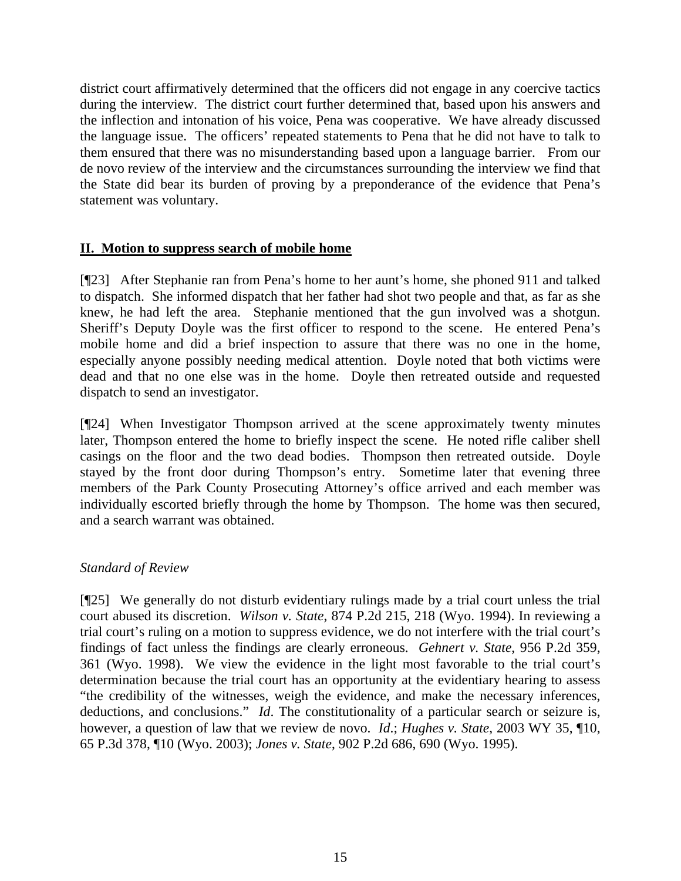district court affirmatively determined that the officers did not engage in any coercive tactics during the interview. The district court further determined that, based upon his answers and the inflection and intonation of his voice, Pena was cooperative. We have already discussed the language issue. The officers' repeated statements to Pena that he did not have to talk to them ensured that there was no misunderstanding based upon a language barrier. From our de novo review of the interview and the circumstances surrounding the interview we find that the State did bear its burden of proving by a preponderance of the evidence that Pena's statement was voluntary.

## **II. Motion to suppress search of mobile home**

[¶23] After Stephanie ran from Pena's home to her aunt's home, she phoned 911 and talked to dispatch. She informed dispatch that her father had shot two people and that, as far as she knew, he had left the area. Stephanie mentioned that the gun involved was a shotgun. Sheriff's Deputy Doyle was the first officer to respond to the scene. He entered Pena's mobile home and did a brief inspection to assure that there was no one in the home, especially anyone possibly needing medical attention. Doyle noted that both victims were dead and that no one else was in the home. Doyle then retreated outside and requested dispatch to send an investigator.

[¶24] When Investigator Thompson arrived at the scene approximately twenty minutes later, Thompson entered the home to briefly inspect the scene. He noted rifle caliber shell casings on the floor and the two dead bodies. Thompson then retreated outside. Doyle stayed by the front door during Thompson's entry. Sometime later that evening three members of the Park County Prosecuting Attorney's office arrived and each member was individually escorted briefly through the home by Thompson. The home was then secured, and a search warrant was obtained.

### *Standard of Review*

[¶25] We generally do not disturb evidentiary rulings made by a trial court unless the trial court abused its discretion. *Wilson v. State*, 874 P.2d 215, 218 (Wyo. 1994). In reviewing a trial court's ruling on a motion to suppress evidence, we do not interfere with the trial court's findings of fact unless the findings are clearly erroneous. *Gehnert v. State*, 956 P.2d 359, 361 (Wyo. 1998). We view the evidence in the light most favorable to the trial court's determination because the trial court has an opportunity at the evidentiary hearing to assess "the credibility of the witnesses, weigh the evidence, and make the necessary inferences, deductions, and conclusions." *Id*. The constitutionality of a particular search or seizure is, however, a question of law that we review de novo. *Id*.; *Hughes v. State*, 2003 WY 35, ¶10, 65 P.3d 378, ¶10 (Wyo. 2003); *Jones v. State*, 902 P.2d 686, 690 (Wyo. 1995).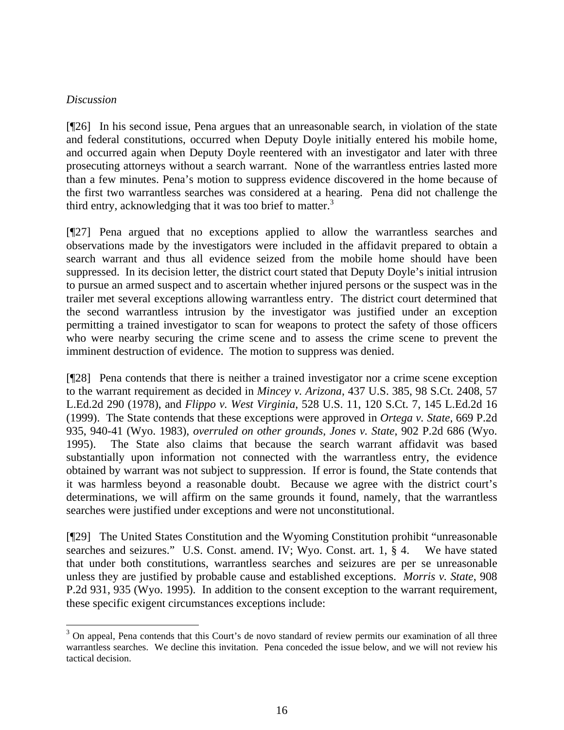*Discussion*

[¶26] In his second issue, Pena argues that an unreasonable search, in violation of the state and federal constitutions, occurred when Deputy Doyle initially entered his mobile home, and occurred again when Deputy Doyle reentered with an investigator and later with three prosecuting attorneys without a search warrant. None of the warrantless entries lasted more than a few minutes. Pena's motion to suppress evidence discovered in the home because of the first two warrantless searches was considered at a hearing. Pena did not challenge the third entry, acknowledging that it was too brief to matter.[3]

[¶27] Pena argued that no exceptions applied to allow the warrantless searches and observations made by the investigators were included in the affidavit prepared to obtain a search warrant and thus all evidence seized from the mobile home should have been suppressed. In its decision letter, the district court stated that Deputy Doyle's initial intrusion to pursue an armed suspect and to ascertain whether injured persons or the suspect was in the trailer met several exceptions allowing warrantless entry. The district court determined that the second warrantless intrusion by the investigator was justified under an exception permitting a trained investigator to scan for weapons to protect the safety of those officers who were nearby securing the crime scene and to assess the crime scene to prevent the imminent destruction of evidence. The motion to suppress was denied.

[¶28] Pena contends that there is neither a trained investigator nor a crime scene exception to the warrant requirement as decided in *Mincey v. Arizona*, 437 U.S. 385, 98 S.Ct. 2408, 57 L.Ed.2d 290 (1978), and *Flippo v. West Virginia*, 528 U.S. 11, 120 S.Ct. 7, 145 L.Ed.2d 16 (1999). The State contends that these exceptions were approved in *Ortega v. State*, 669 P.2d 935, 940-41 (Wyo. 1983), *overruled on other grounds*, *Jones v. State*, 902 P.2d 686 (Wyo. 1995). The State also claims that because the search warrant affidavit was based substantially upon information not connected with the warrantless entry, the evidence obtained by warrant was not subject to suppression. If error is found, the State contends that it was harmless beyond a reasonable doubt. Because we agree with the district court's determinations, we will affirm on the same grounds it found, namely, that the warrantless searches were justified under exceptions and were not unconstitutional.

[¶29] The United States Constitution and the Wyoming Constitution prohibit "unreasonable searches and seizures." U.S. Const. amend. IV; Wyo. Const. art. 1, § 4. We have stated that under both constitutions, warrantless searches and seizures are per se unreasonable unless they are justified by probable cause and established exceptions. *Morris v. State*, 908 P.2d 931, 935 (Wyo. 1995). In addition to the consent exception to the warrant requirement, these specific exigent circumstances exceptions include:

---

[3] On appeal, Pena contends that this Court's de novo standard of review permits our examination of all three warrantless searches. We decline this invitation. Pena conceded the issue below, and we will not review his tactical decision.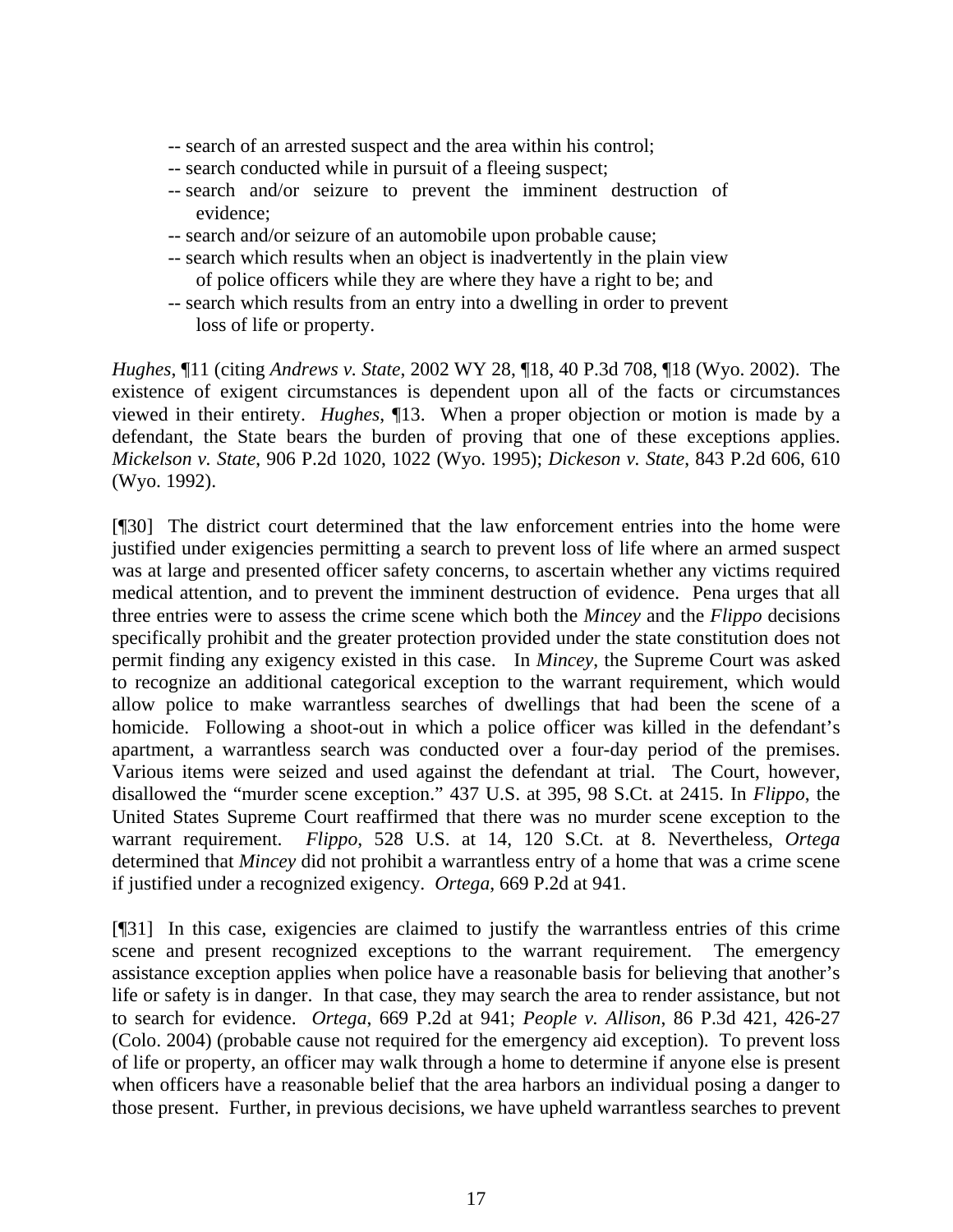- -- search of an arrested suspect and the area within his control;
- -- search conducted while in pursuit of a fleeing suspect;
- -- search and/or seizure to prevent the imminent destruction of evidence;
- -- search and/or seizure of an automobile upon probable cause;
- -- search which results when an object is inadvertently in the plain view of police officers while they are where they have a right to be; and
- -- search which results from an entry into a dwelling in order to prevent loss of life or property.

*Hughes*, ¶11 (citing *Andrews v. State*, 2002 WY 28, ¶18, 40 P.3d 708, ¶18 (Wyo. 2002). The existence of exigent circumstances is dependent upon all of the facts or circumstances viewed in their entirety. *Hughes*, ¶13. When a proper objection or motion is made by a defendant, the State bears the burden of proving that one of these exceptions applies. *Mickelson v. State*, 906 P.2d 1020, 1022 (Wyo. 1995); *Dickeson v. State*, 843 P.2d 606, 610 (Wyo. 1992).

[¶30] The district court determined that the law enforcement entries into the home were justified under exigencies permitting a search to prevent loss of life where an armed suspect was at large and presented officer safety concerns, to ascertain whether any victims required medical attention, and to prevent the imminent destruction of evidence. Pena urges that all three entries were to assess the crime scene which both the *Mincey* and the *Flippo* decisions specifically prohibit and the greater protection provided under the state constitution does not permit finding any exigency existed in this case. In *Mincey*, the Supreme Court was asked to recognize an additional categorical exception to the warrant requirement, which would allow police to make warrantless searches of dwellings that had been the scene of a homicide. Following a shoot-out in which a police officer was killed in the defendant's apartment, a warrantless search was conducted over a four-day period of the premises. Various items were seized and used against the defendant at trial. The Court, however, disallowed the "murder scene exception." 437 U.S. at 395, 98 S.Ct. at 2415. In *Flippo*, the United States Supreme Court reaffirmed that there was no murder scene exception to the warrant requirement. *Flippo*, 528 U.S. at 14, 120 S.Ct. at 8. Nevertheless, *Ortega* determined that *Mincey* did not prohibit a warrantless entry of a home that was a crime scene if justified under a recognized exigency. *Ortega*, 669 P.2d at 941.

[¶31] In this case, exigencies are claimed to justify the warrantless entries of this crime scene and present recognized exceptions to the warrant requirement. The emergency assistance exception applies when police have a reasonable basis for believing that another's life or safety is in danger. In that case, they may search the area to render assistance, but not to search for evidence. *Ortega*, 669 P.2d at 941; *People v. Allison*, 86 P.3d 421, 426-27 (Colo. 2004) (probable cause not required for the emergency aid exception). To prevent loss of life or property, an officer may walk through a home to determine if anyone else is present when officers have a reasonable belief that the area harbors an individual posing a danger to those present. Further, in previous decisions, we have upheld warrantless searches to prevent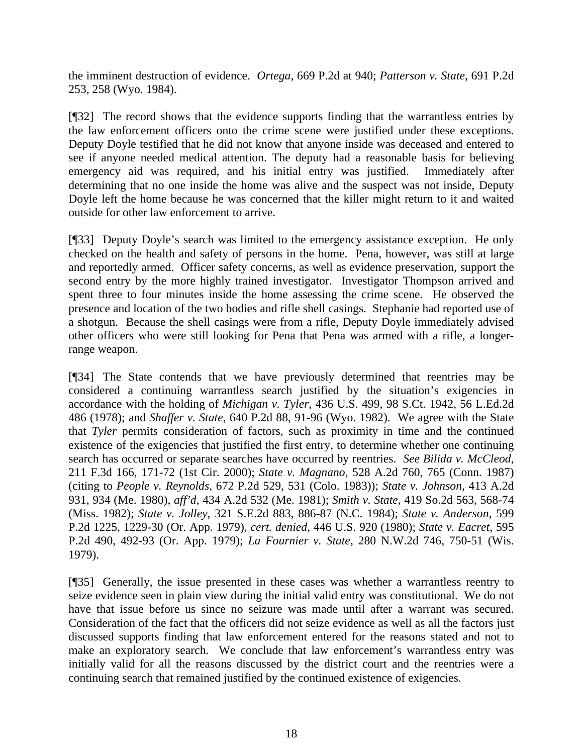the imminent destruction of evidence. *Ortega*, 669 P.2d at 940; *Patterson v. State*, 691 P.2d 253, 258 (Wyo. 1984).

[¶32] The record shows that the evidence supports finding that the warrantless entries by the law enforcement officers onto the crime scene were justified under these exceptions. Deputy Doyle testified that he did not know that anyone inside was deceased and entered to see if anyone needed medical attention. The deputy had a reasonable basis for believing emergency aid was required, and his initial entry was justified. Immediately after determining that no one inside the home was alive and the suspect was not inside, Deputy Doyle left the home because he was concerned that the killer might return to it and waited outside for other law enforcement to arrive.

[¶33] Deputy Doyle's search was limited to the emergency assistance exception. He only checked on the health and safety of persons in the home. Pena, however, was still at large and reportedly armed. Officer safety concerns, as well as evidence preservation, support the second entry by the more highly trained investigator. Investigator Thompson arrived and spent three to four minutes inside the home assessing the crime scene. He observed the presence and location of the two bodies and rifle shell casings. Stephanie had reported use of a shotgun. Because the shell casings were from a rifle, Deputy Doyle immediately advised other officers who were still looking for Pena that Pena was armed with a rifle, a longer-range weapon.

[¶34] The State contends that we have previously determined that reentries may be considered a continuing warrantless search justified by the situation's exigencies in accordance with the holding of *Michigan v. Tyler*, 436 U.S. 499, 98 S.Ct. 1942, 56 L.Ed.2d 486 (1978); and *Shaffer v. State*, 640 P.2d 88, 91-96 (Wyo. 1982). We agree with the State that *Tyler* permits consideration of factors, such as proximity in time and the continued existence of the exigencies that justified the first entry, to determine whether one continuing search has occurred or separate searches have occurred by reentries. *See Bilida v. McCleod*, 211 F.3d 166, 171-72 (1st Cir. 2000); *State v. Magnano*, 528 A.2d 760, 765 (Conn. 1987) (citing to *People v. Reynolds*, 672 P.2d 529, 531 (Colo. 1983)); *State v. Johnson*, 413 A.2d 931, 934 (Me. 1980), *aff'd*, 434 A.2d 532 (Me. 1981); *Smith v. State*, 419 So.2d 563, 568-74 (Miss. 1982); *State v. Jolley*, 321 S.E.2d 883, 886-87 (N.C. 1984); *State v. Anderson*, 599 P.2d 1225, 1229-30 (Or. App. 1979), *cert. denied*, 446 U.S. 920 (1980); *State v. Eacret*, 595 P.2d 490, 492-93 (Or. App. 1979); *La Fournier v. State*, 280 N.W.2d 746, 750-51 (Wis. 1979).

[¶35] Generally, the issue presented in these cases was whether a warrantless reentry to seize evidence seen in plain view during the initial valid entry was constitutional. We do not have that issue before us since no seizure was made until after a warrant was secured. Consideration of the fact that the officers did not seize evidence as well as all the factors just discussed supports finding that law enforcement entered for the reasons stated and not to make an exploratory search. We conclude that law enforcement's warrantless entry was initially valid for all the reasons discussed by the district court and the reentries were a continuing search that remained justified by the continued existence of exigencies.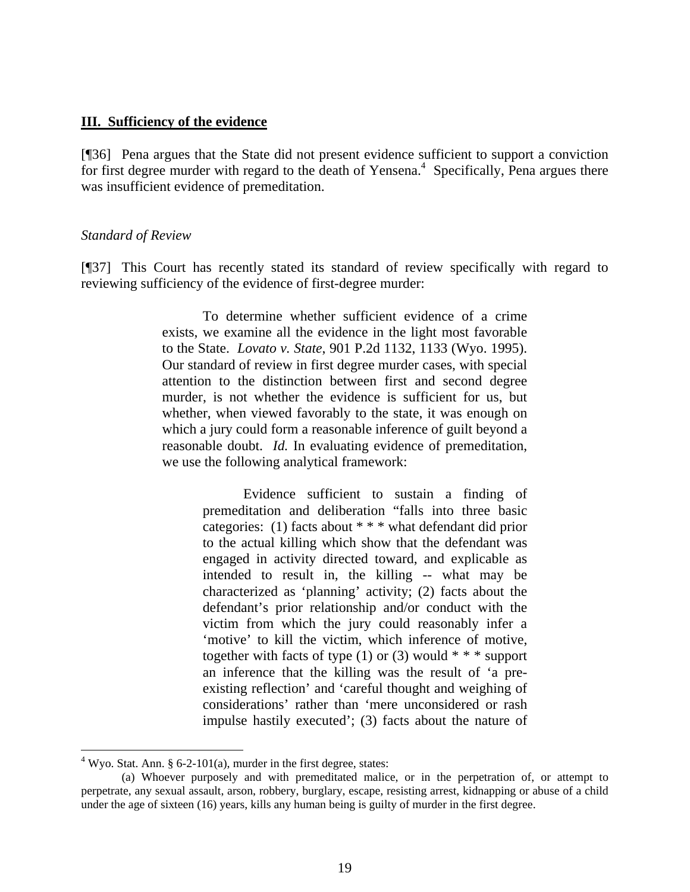## III. Sufficiency of the evidence

[¶36] Pena argues that the State did not present evidence sufficient to support a conviction for first degree murder with regard to the death of Yensena.[4] Specifically, Pena argues there was insufficient evidence of premeditation.

*Standard of Review*

[¶37] This Court has recently stated its standard of review specifically with regard to reviewing sufficiency of the evidence of first-degree murder:

> To determine whether sufficient evidence of a crime exists, we examine all the evidence in the light most favorable to the State. *Lovato v. State*, 901 P.2d 1132, 1133 (Wyo. 1995). Our standard of review in first degree murder cases, with special attention to the distinction between first and second degree murder, is not whether the evidence is sufficient for us, but whether, when viewed favorably to the state, it was enough on which a jury could form a reasonable inference of guilt beyond a reasonable doubt. *Id.* In evaluating evidence of premeditation, we use the following analytical framework:
>
> > Evidence sufficient to sustain a finding of premeditation and deliberation "falls into three basic categories: (1) facts about * * * what defendant did prior to the actual killing which show that the defendant was engaged in activity directed toward, and explicable as intended to result in, the killing -- what may be characterized as 'planning' activity; (2) facts about the defendant's prior relationship and/or conduct with the victim from which the jury could reasonably infer a 'motive' to kill the victim, which inference of motive, together with facts of type (1) or (3) would * * * support an inference that the killing was the result of 'a pre-existing reflection' and 'careful thought and weighing of considerations' rather than 'mere unconsidered or rash impulse hastily executed'; (3) facts about the nature of

---

[4] Wyo. Stat. Ann. § 6-2-101(a), murder in the first degree, states:

(a) Whoever purposely and with premeditated malice, or in the perpetration of, or attempt to perpetrate, any sexual assault, arson, robbery, burglary, escape, resisting arrest, kidnapping or abuse of a child under the age of sixteen (16) years, kills any human being is guilty of murder in the first degree.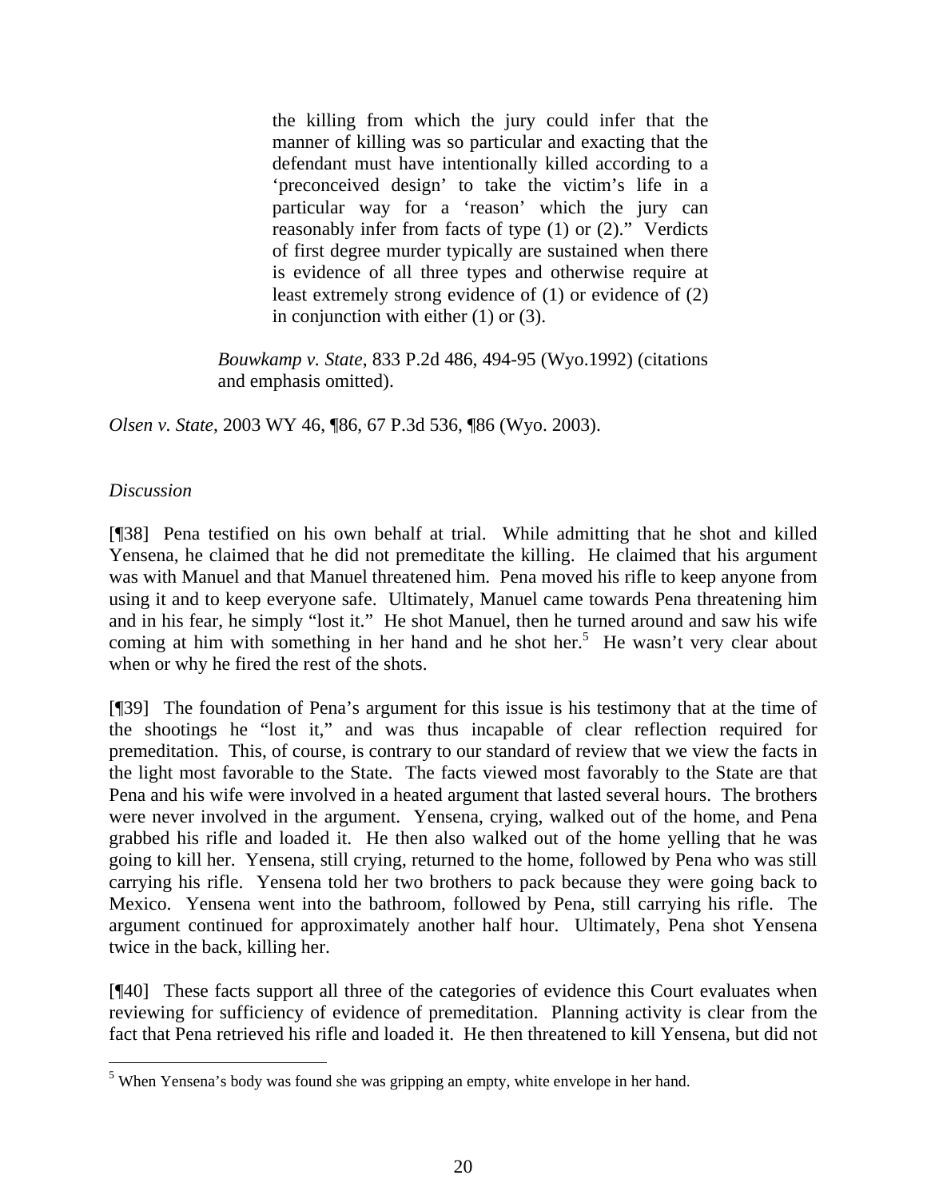> the killing from which the jury could infer that the manner of killing was so particular and exacting that the defendant must have intentionally killed according to a 'preconceived design' to take the victim's life in a particular way for a 'reason' which the jury can reasonably infer from facts of type (1) or (2)." Verdicts of first degree murder typically are sustained when there is evidence of all three types and otherwise require at least extremely strong evidence of (1) or evidence of (2) in conjunction with either (1) or (3).
>
> *Bouwkamp v. State*, 833 P.2d 486, 494-95 (Wyo.1992) (citations and emphasis omitted).

*Olsen v. State*, 2003 WY 46, ¶86, 67 P.3d 536, ¶86 (Wyo. 2003).

*Discussion*

[¶38] Pena testified on his own behalf at trial. While admitting that he shot and killed Yensena, he claimed that he did not premeditate the killing. He claimed that his argument was with Manuel and that Manuel threatened him. Pena moved his rifle to keep anyone from using it and to keep everyone safe. Ultimately, Manuel came towards Pena threatening him and in his fear, he simply "lost it." He shot Manuel, then he turned around and saw his wife coming at him with something in her hand and he shot her.[5] He wasn't very clear about when or why he fired the rest of the shots.

[¶39] The foundation of Pena's argument for this issue is his testimony that at the time of the shootings he "lost it," and was thus incapable of clear reflection required for premeditation. This, of course, is contrary to our standard of review that we view the facts in the light most favorable to the State. The facts viewed most favorably to the State are that Pena and his wife were involved in a heated argument that lasted several hours. The brothers were never involved in the argument. Yensena, crying, walked out of the home, and Pena grabbed his rifle and loaded it. He then also walked out of the home yelling that he was going to kill her. Yensena, still crying, returned to the home, followed by Pena who was still carrying his rifle. Yensena told her two brothers to pack because they were going back to Mexico. Yensena went into the bathroom, followed by Pena, still carrying his rifle. The argument continued for approximately another half hour. Ultimately, Pena shot Yensena twice in the back, killing her.

[¶40] These facts support all three of the categories of evidence this Court evaluates when reviewing for sufficiency of evidence of premeditation. Planning activity is clear from the fact that Pena retrieved his rifle and loaded it. He then threatened to kill Yensena, but did not

---

[5] When Yensena's body was found she was gripping an empty, white envelope in her hand.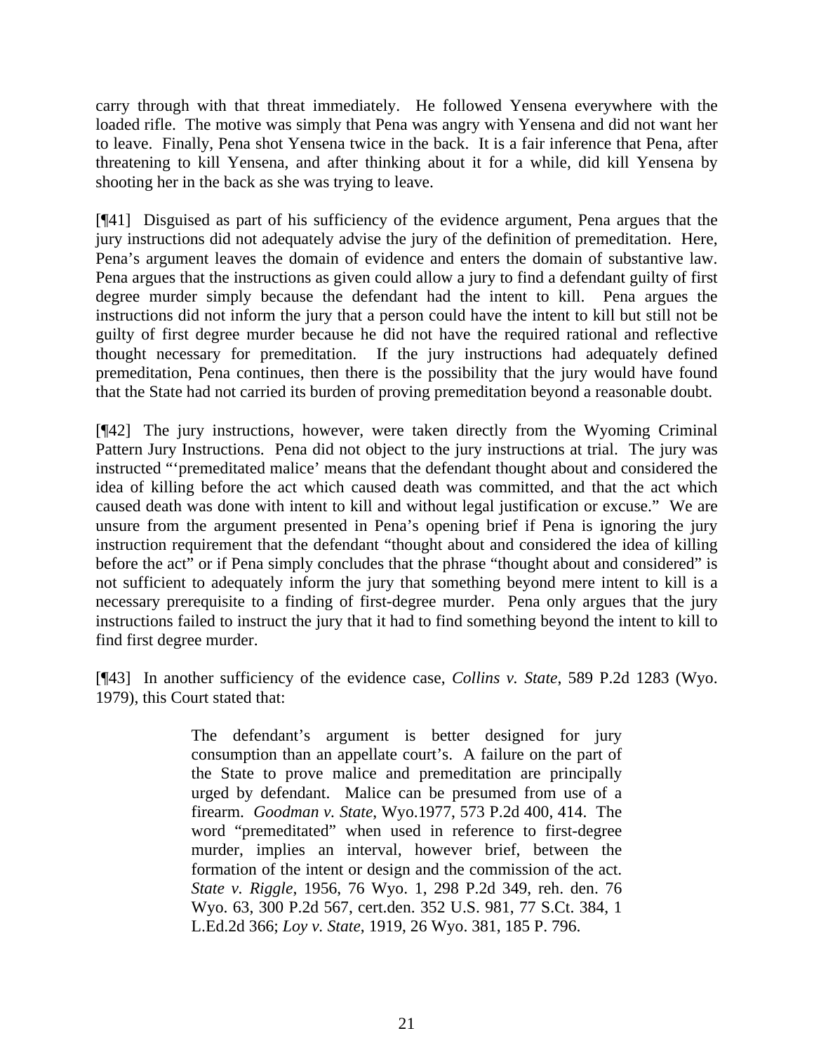carry through with that threat immediately. He followed Yensena everywhere with the loaded rifle. The motive was simply that Pena was angry with Yensena and did not want her to leave. Finally, Pena shot Yensena twice in the back. It is a fair inference that Pena, after threatening to kill Yensena, and after thinking about it for a while, did kill Yensena by shooting her in the back as she was trying to leave.

[¶41] Disguised as part of his sufficiency of the evidence argument, Pena argues that the jury instructions did not adequately advise the jury of the definition of premeditation. Here, Pena's argument leaves the domain of evidence and enters the domain of substantive law. Pena argues that the instructions as given could allow a jury to find a defendant guilty of first degree murder simply because the defendant had the intent to kill. Pena argues the instructions did not inform the jury that a person could have the intent to kill but still not be guilty of first degree murder because he did not have the required rational and reflective thought necessary for premeditation. If the jury instructions had adequately defined premeditation, Pena continues, then there is the possibility that the jury would have found that the State had not carried its burden of proving premeditation beyond a reasonable doubt.

[¶42] The jury instructions, however, were taken directly from the Wyoming Criminal Pattern Jury Instructions. Pena did not object to the jury instructions at trial. The jury was instructed "'premeditated malice' means that the defendant thought about and considered the idea of killing before the act which caused death was committed, and that the act which caused death was done with intent to kill and without legal justification or excuse." We are unsure from the argument presented in Pena's opening brief if Pena is ignoring the jury instruction requirement that the defendant "thought about and considered the idea of killing before the act" or if Pena simply concludes that the phrase "thought about and considered" is not sufficient to adequately inform the jury that something beyond mere intent to kill is a necessary prerequisite to a finding of first-degree murder. Pena only argues that the jury instructions failed to instruct the jury that it had to find something beyond the intent to kill to find first degree murder.

[¶43] In another sufficiency of the evidence case, *Collins v. State*, 589 P.2d 1283 (Wyo. 1979), this Court stated that:

> The defendant's argument is better designed for jury consumption than an appellate court's. A failure on the part of the State to prove malice and premeditation are principally urged by defendant. Malice can be presumed from use of a firearm. *Goodman v. State*, Wyo.1977, 573 P.2d 400, 414. The word "premeditated" when used in reference to first-degree murder, implies an interval, however brief, between the formation of the intent or design and the commission of the act. *State v. Riggle*, 1956, 76 Wyo. 1, 298 P.2d 349, reh. den. 76 Wyo. 63, 300 P.2d 567, cert.den. 352 U.S. 981, 77 S.Ct. 384, 1 L.Ed.2d 366; *Loy v. State*, 1919, 26 Wyo. 381, 185 P. 796.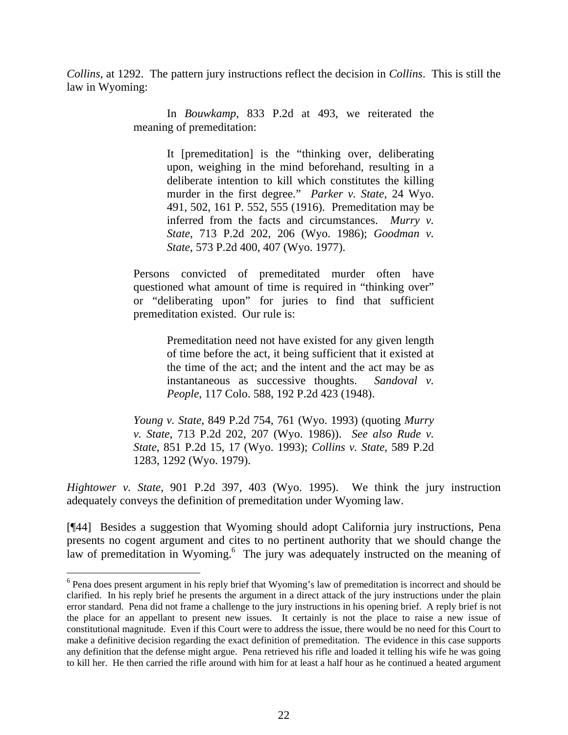*Collins*, at 1292. The pattern jury instructions reflect the decision in *Collins*. This is still the law in Wyoming:

> In *Bouwkamp*, 833 P.2d at 493, we reiterated the meaning of premeditation:
>
> > It [premeditation] is the "thinking over, deliberating upon, weighing in the mind beforehand, resulting in a deliberate intention to kill which constitutes the killing murder in the first degree." *Parker v. State*, 24 Wyo. 491, 502, 161 P. 552, 555 (1916). Premeditation may be inferred from the facts and circumstances. *Murry v. State*, 713 P.2d 202, 206 (Wyo. 1986); *Goodman v. State*, 573 P.2d 400, 407 (Wyo. 1977).
>
> Persons convicted of premeditated murder often have questioned what amount of time is required in "thinking over" or "deliberating upon" for juries to find that sufficient premeditation existed. Our rule is:
>
> > Premeditation need not have existed for any given length of time before the act, it being sufficient that it existed at the time of the act; and the intent and the act may be as instantaneous as successive thoughts. *Sandoval v. People*, 117 Colo. 588, 192 P.2d 423 (1948).
>
> *Young v. State*, 849 P.2d 754, 761 (Wyo. 1993) (quoting *Murry v. State*, 713 P.2d 202, 207 (Wyo. 1986)). *See also Rude v. State*, 851 P.2d 15, 17 (Wyo. 1993); *Collins v. State*, 589 P.2d 1283, 1292 (Wyo. 1979).

*Hightower v. State*, 901 P.2d 397, 403 (Wyo. 1995). We think the jury instruction adequately conveys the definition of premeditation under Wyoming law.

[¶44] Besides a suggestion that Wyoming should adopt California jury instructions, Pena presents no cogent argument and cites to no pertinent authority that we should change the law of premeditation in Wyoming.[6] The jury was adequately instructed on the meaning of

[6] Pena does present argument in his reply brief that Wyoming's law of premeditation is incorrect and should be clarified. In his reply brief he presents the argument in a direct attack of the jury instructions under the plain error standard. Pena did not frame a challenge to the jury instructions in his opening brief. A reply brief is not the place for an appellant to present new issues. It certainly is not the place to raise a new issue of constitutional magnitude. Even if this Court were to address the issue, there would be no need for this Court to make a definitive decision regarding the exact definition of premeditation. The evidence in this case supports any definition that the defense might argue. Pena retrieved his rifle and loaded it telling his wife he was going to kill her. He then carried the rifle around with him for at least a half hour as he continued a heated argument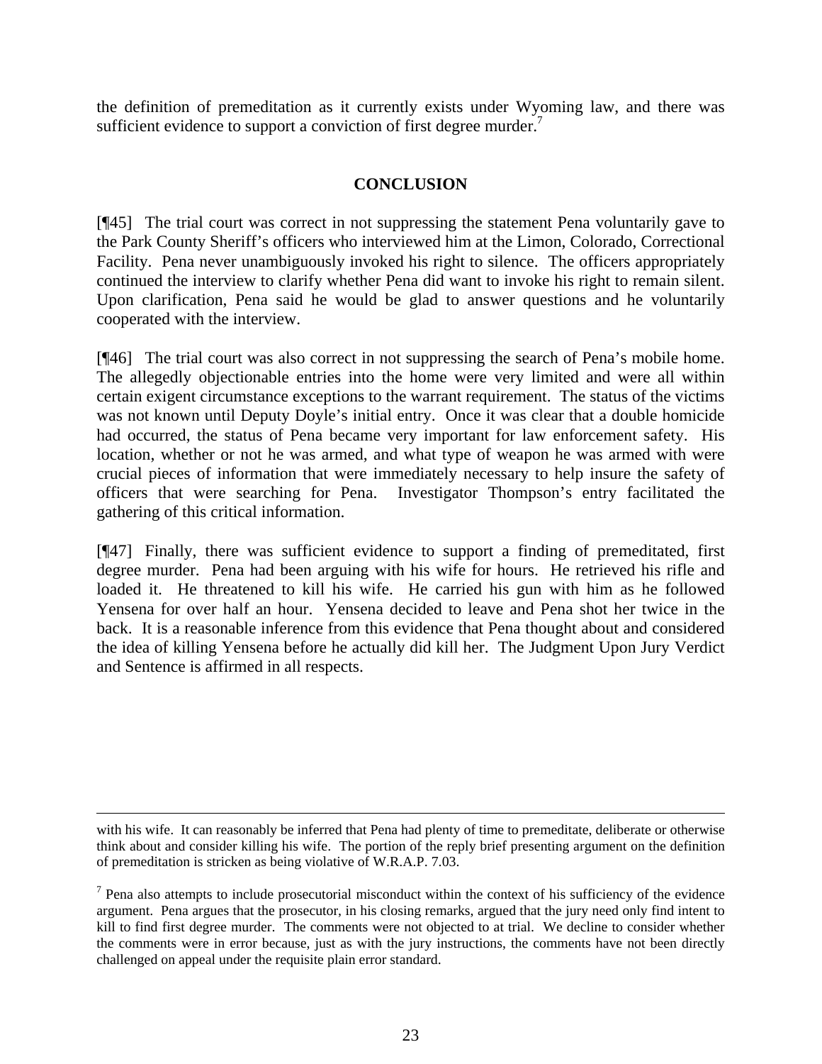the definition of premeditation as it currently exists under Wyoming law, and there was sufficient evidence to support a conviction of first degree murder.[7]

## CONCLUSION

[¶45] The trial court was correct in not suppressing the statement Pena voluntarily gave to the Park County Sheriff's officers who interviewed him at the Limon, Colorado, Correctional Facility. Pena never unambiguously invoked his right to silence. The officers appropriately continued the interview to clarify whether Pena did want to invoke his right to remain silent. Upon clarification, Pena said he would be glad to answer questions and he voluntarily cooperated with the interview.

[¶46] The trial court was also correct in not suppressing the search of Pena's mobile home. The allegedly objectionable entries into the home were very limited and were all within certain exigent circumstance exceptions to the warrant requirement. The status of the victims was not known until Deputy Doyle's initial entry. Once it was clear that a double homicide had occurred, the status of Pena became very important for law enforcement safety. His location, whether or not he was armed, and what type of weapon he was armed with were crucial pieces of information that were immediately necessary to help insure the safety of officers that were searching for Pena. Investigator Thompson's entry facilitated the gathering of this critical information.

[¶47] Finally, there was sufficient evidence to support a finding of premeditated, first degree murder. Pena had been arguing with his wife for hours. He retrieved his rifle and loaded it. He threatened to kill his wife. He carried his gun with him as he followed Yensena for over half an hour. Yensena decided to leave and Pena shot her twice in the back. It is a reasonable inference from this evidence that Pena thought about and considered the idea of killing Yensena before he actually did kill her. The Judgment Upon Jury Verdict and Sentence is affirmed in all respects.

---

with his wife. It can reasonably be inferred that Pena had plenty of time to premeditate, deliberate or otherwise think about and consider killing his wife. The portion of the reply brief presenting argument on the definition of premeditation is stricken as being violative of W.R.A.P. 7.03.

[7] Pena also attempts to include prosecutorial misconduct within the context of his sufficiency of the evidence argument. Pena argues that the prosecutor, in his closing remarks, argued that the jury need only find intent to kill to find first degree murder. The comments were not objected to at trial. We decline to consider whether the comments were in error because, just as with the jury instructions, the comments have not been directly challenged on appeal under the requisite plain error standard.